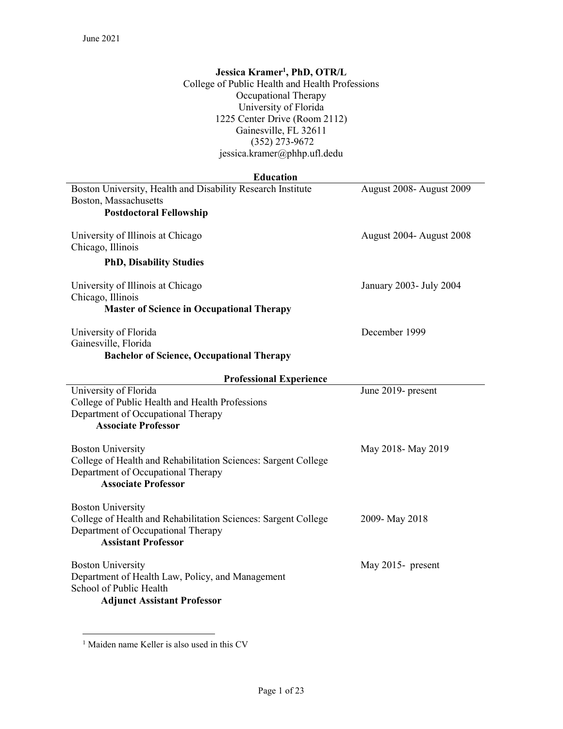June 2021

**Jessica Kramer[1], PhD, OTR/L**
College of Public Health and Health Professions
Occupational Therapy
University of Florida
1225 Center Drive (Room 2112)
Gainesville, FL 32611
(352) 273-9672
jessica.kramer@phhp.ufl.dedu

## Education

Boston University, Health and Disability Research Institute — August 2008- August 2009
Boston, Massachusetts
**Postdoctoral Fellowship**

University of Illinois at Chicago — August 2004- August 2008
Chicago, Illinois
**PhD, Disability Studies**

University of Illinois at Chicago — January 2003- July 2004
Chicago, Illinois
**Master of Science in Occupational Therapy**

University of Florida — December 1999
Gainesville, Florida
**Bachelor of Science, Occupational Therapy**

## Professional Experience

University of Florida — June 2019- present
College of Public Health and Health Professions
Department of Occupational Therapy
**Associate Professor**

Boston University — May 2018- May 2019
College of Health and Rehabilitation Sciences: Sargent College
Department of Occupational Therapy
**Associate Professor**

Boston University — 2009- May 2018
College of Health and Rehabilitation Sciences: Sargent College
Department of Occupational Therapy
**Assistant Professor**

Boston University — May 2015- present
Department of Health Law, Policy, and Management
School of Public Health
**Adjunct Assistant Professor**

[1] Maiden name Keller is also used in this CV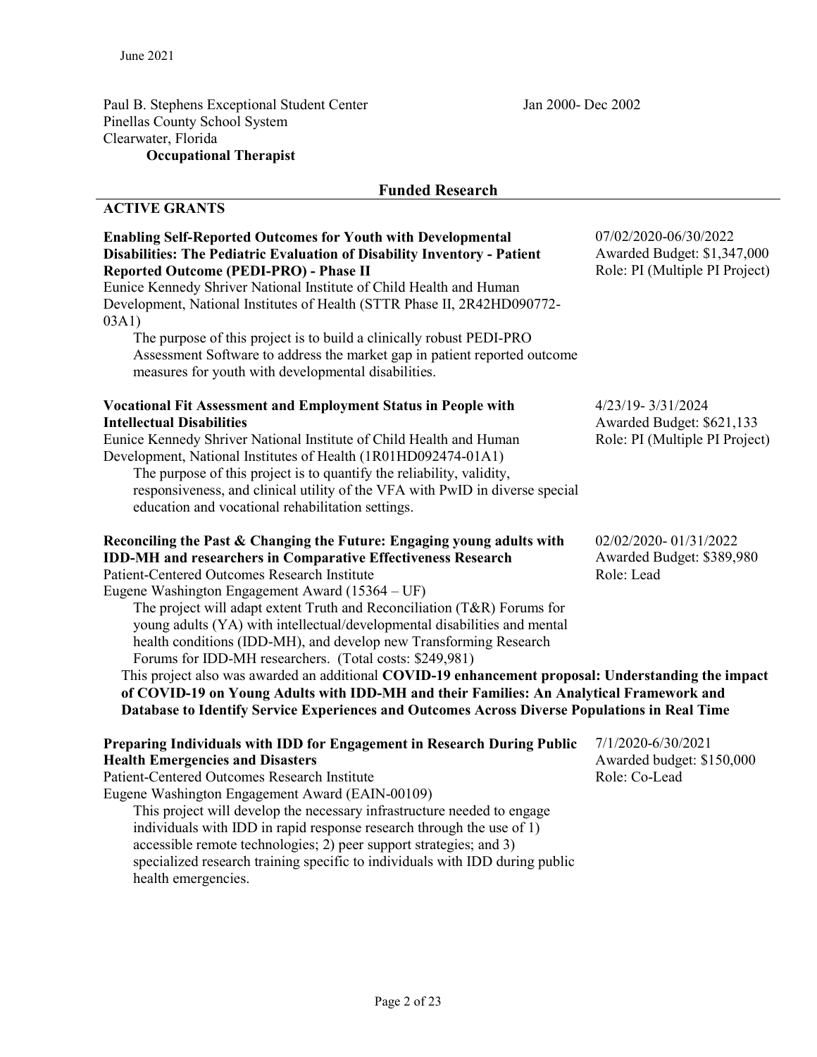Paul B. Stephens Exceptional Student Center  
Pinellas County School System  
Clearwater, Florida  
**Occupational Therapist**

Jan 2000- Dec 2002

## Funded Research

### ACTIVE GRANTS

**Enabling Self-Reported Outcomes for Youth with Developmental Disabilities: The Pediatric Evaluation of Disability Inventory - Patient Reported Outcome (PEDI-PRO) - Phase II**  
Eunice Kennedy Shriver National Institute of Child Health and Human Development, National Institutes of Health (STTR Phase II, 2R42HD090772-03A1)  
The purpose of this project is to build a clinically robust PEDI-PRO Assessment Software to address the market gap in patient reported outcome measures for youth with developmental disabilities.

07/02/2020-06/30/2022  
Awarded Budget: $1,347,000  
Role: PI (Multiple PI Project)

**Vocational Fit Assessment and Employment Status in People with Intellectual Disabilities**  
Eunice Kennedy Shriver National Institute of Child Health and Human Development, National Institutes of Health (1R01HD092474-01A1)  
The purpose of this project is to quantify the reliability, validity, responsiveness, and clinical utility of the VFA with PwID in diverse special education and vocational rehabilitation settings.

4/23/19- 3/31/2024  
Awarded Budget: $621,133  
Role: PI (Multiple PI Project)

**Reconciling the Past & Changing the Future: Engaging young adults with IDD-MH and researchers in Comparative Effectiveness Research**  
Patient-Centered Outcomes Research Institute  
Eugene Washington Engagement Award (15364 – UF)  
The project will adapt extent Truth and Reconciliation (T&R) Forums for young adults (YA) with intellectual/developmental disabilities and mental health conditions (IDD-MH), and develop new Transforming Research Forums for IDD-MH researchers. (Total costs: $249,981)

02/02/2020- 01/31/2022  
Awarded Budget: $389,980  
Role: Lead

This project also was awarded an additional **COVID-19 enhancement proposal: Understanding the impact of COVID-19 on Young Adults with IDD-MH and their Families: An Analytical Framework and Database to Identify Service Experiences and Outcomes Across Diverse Populations in Real Time**

**Preparing Individuals with IDD for Engagement in Research During Public Health Emergencies and Disasters**  
Patient-Centered Outcomes Research Institute  
Eugene Washington Engagement Award (EAIN-00109)  
This project will develop the necessary infrastructure needed to engage individuals with IDD in rapid response research through the use of 1) accessible remote technologies; 2) peer support strategies; and 3) specialized research training specific to individuals with IDD during public health emergencies.

7/1/2020-6/30/2021  
Awarded budget: $150,000  
Role: Co-Lead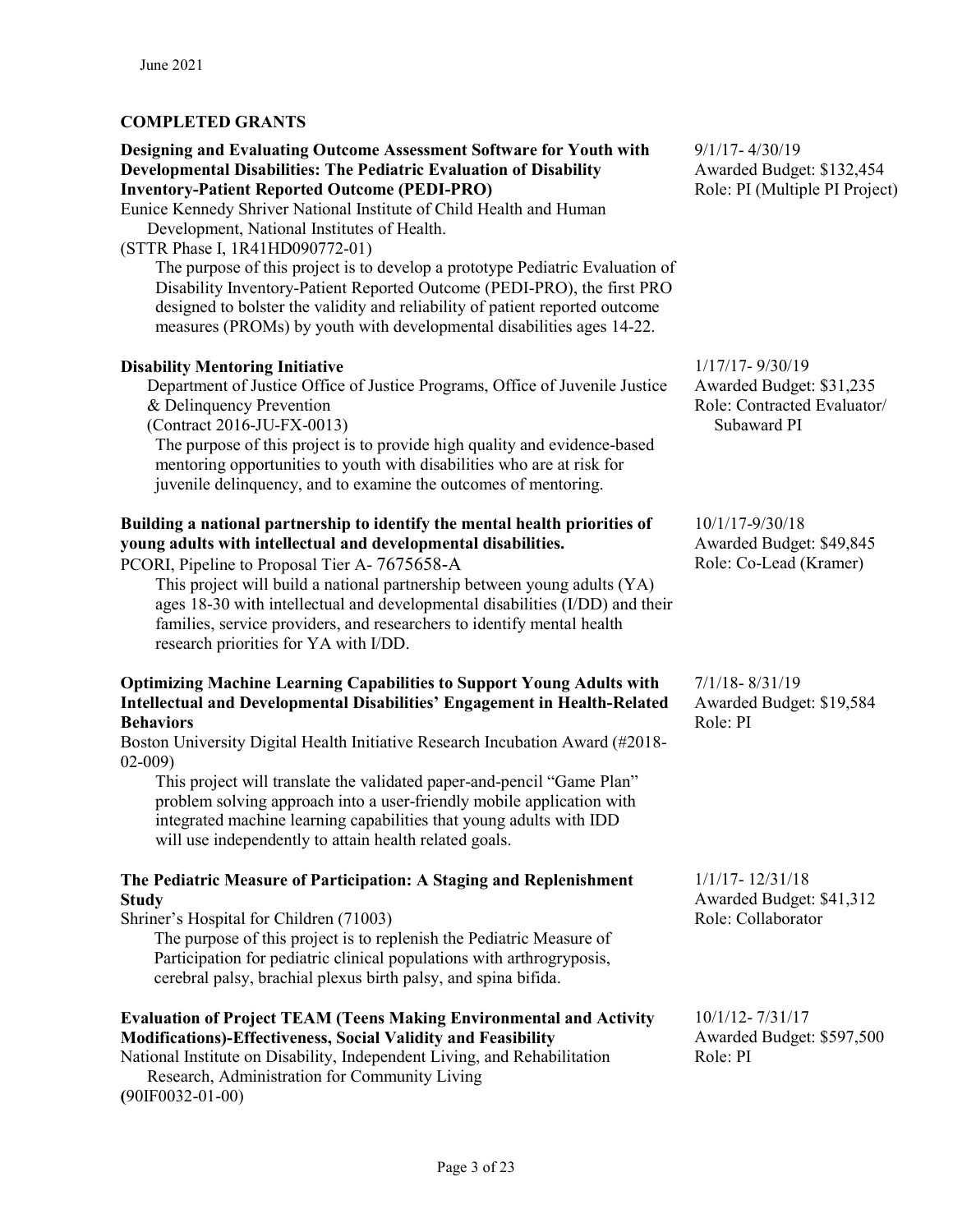## COMPLETED GRANTS

**Designing and Evaluating Outcome Assessment Software for Youth with Developmental Disabilities: The Pediatric Evaluation of Disability Inventory-Patient Reported Outcome (PEDI-PRO)**
Eunice Kennedy Shriver National Institute of Child Health and Human Development, National Institutes of Health.
(STTR Phase I, 1R41HD090772-01)
The purpose of this project is to develop a prototype Pediatric Evaluation of Disability Inventory-Patient Reported Outcome (PEDI-PRO), the first PRO designed to bolster the validity and reliability of patient reported outcome measures (PROMs) by youth with developmental disabilities ages 14-22.

9/1/17- 4/30/19
Awarded Budget: $132,454
Role: PI (Multiple PI Project)

**Disability Mentoring Initiative**
Department of Justice Office of Justice Programs, Office of Juvenile Justice & Delinquency Prevention
(Contract 2016-JU-FX-0013)
The purpose of this project is to provide high quality and evidence-based mentoring opportunities to youth with disabilities who are at risk for juvenile delinquency, and to examine the outcomes of mentoring.

1/17/17- 9/30/19
Awarded Budget: $31,235
Role: Contracted Evaluator/ Subaward PI

**Building a national partnership to identify the mental health priorities of young adults with intellectual and developmental disabilities.**
PCORI, Pipeline to Proposal Tier A- 7675658-A
This project will build a national partnership between young adults (YA) ages 18-30 with intellectual and developmental disabilities (I/DD) and their families, service providers, and researchers to identify mental health research priorities for YA with I/DD.

10/1/17-9/30/18
Awarded Budget: $49,845
Role: Co-Lead (Kramer)

**Optimizing Machine Learning Capabilities to Support Young Adults with Intellectual and Developmental Disabilities' Engagement in Health-Related Behaviors**
Boston University Digital Health Initiative Research Incubation Award (#2018-02-009)
This project will translate the validated paper-and-pencil "Game Plan" problem solving approach into a user-friendly mobile application with integrated machine learning capabilities that young adults with IDD will use independently to attain health related goals.

7/1/18- 8/31/19
Awarded Budget: $19,584
Role: PI

**The Pediatric Measure of Participation: A Staging and Replenishment Study**
Shriner's Hospital for Children (71003)
The purpose of this project is to replenish the Pediatric Measure of Participation for pediatric clinical populations with arthrogryposis, cerebral palsy, brachial plexus birth palsy, and spina bifida.

1/1/17- 12/31/18
Awarded Budget: $41,312
Role: Collaborator

**Evaluation of Project TEAM (Teens Making Environmental and Activity Modifications)-Effectiveness, Social Validity and Feasibility**
National Institute on Disability, Independent Living, and Rehabilitation Research, Administration for Community Living
(90IF0032-01-00)

10/1/12- 7/31/17
Awarded Budget: $597,500
Role: PI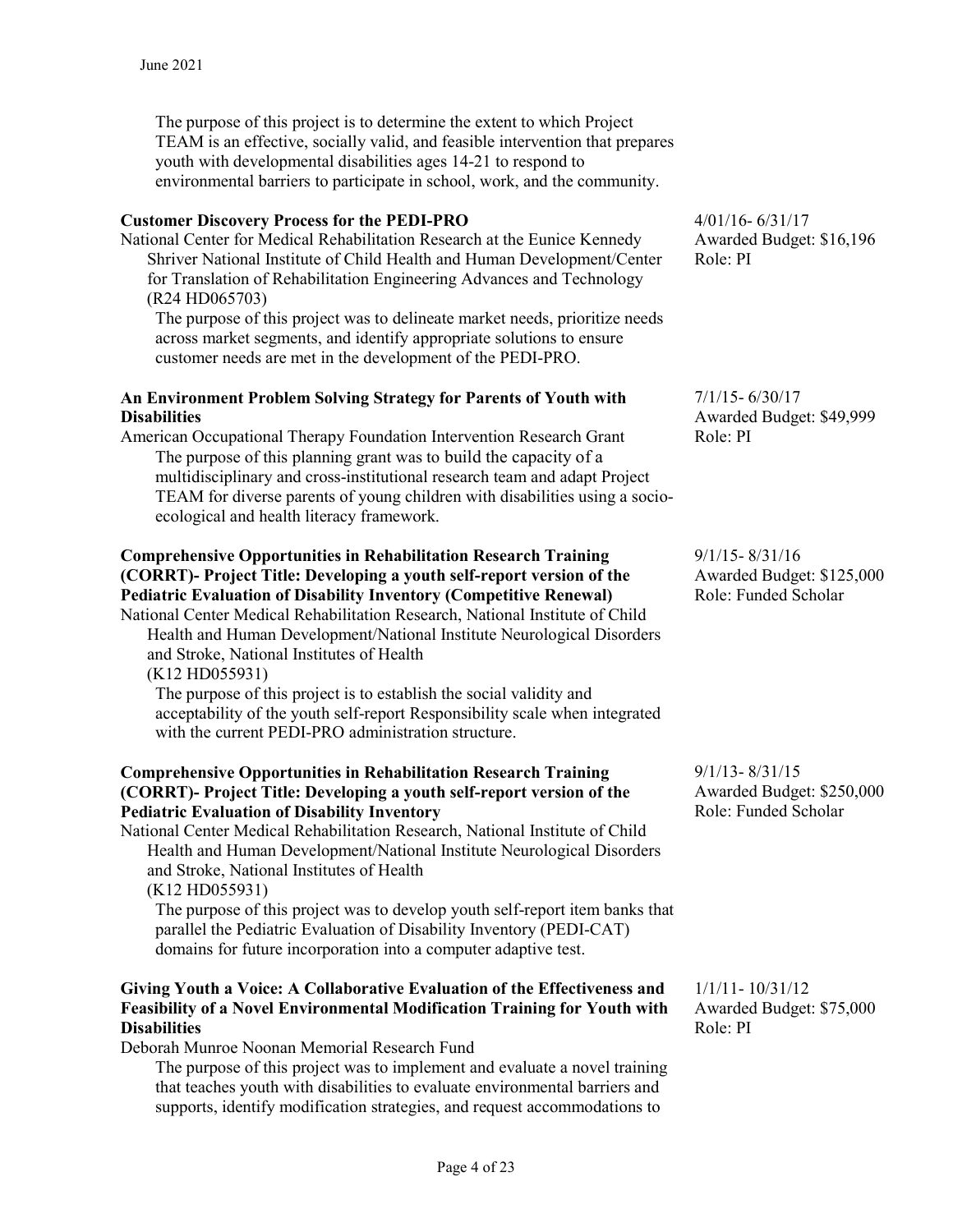The purpose of this project is to determine the extent to which Project TEAM is an effective, socially valid, and feasible intervention that prepares youth with developmental disabilities ages 14-21 to respond to environmental barriers to participate in school, work, and the community.

**Customer Discovery Process for the PEDI-PRO**
National Center for Medical Rehabilitation Research at the Eunice Kennedy Shriver National Institute of Child Health and Human Development/Center for Translation of Rehabilitation Engineering Advances and Technology (R24 HD065703)
The purpose of this project was to delineate market needs, prioritize needs across market segments, and identify appropriate solutions to ensure customer needs are met in the development of the PEDI-PRO.

4/01/16- 6/31/17
Awarded Budget: $16,196
Role: PI

**An Environment Problem Solving Strategy for Parents of Youth with Disabilities**
American Occupational Therapy Foundation Intervention Research Grant
The purpose of this planning grant was to build the capacity of a multidisciplinary and cross-institutional research team and adapt Project TEAM for diverse parents of young children with disabilities using a socio-ecological and health literacy framework.

7/1/15- 6/30/17
Awarded Budget: $49,999
Role: PI

**Comprehensive Opportunities in Rehabilitation Research Training (CORRT)- Project Title: Developing a youth self-report version of the Pediatric Evaluation of Disability Inventory (Competitive Renewal)**
National Center Medical Rehabilitation Research, National Institute of Child Health and Human Development/National Institute Neurological Disorders and Stroke, National Institutes of Health
(K12 HD055931)
The purpose of this project is to establish the social validity and acceptability of the youth self-report Responsibility scale when integrated with the current PEDI-PRO administration structure.

9/1/15- 8/31/16
Awarded Budget: $125,000
Role: Funded Scholar

**Comprehensive Opportunities in Rehabilitation Research Training (CORRT)- Project Title: Developing a youth self-report version of the Pediatric Evaluation of Disability Inventory**
National Center Medical Rehabilitation Research, National Institute of Child Health and Human Development/National Institute Neurological Disorders and Stroke, National Institutes of Health
(K12 HD055931)
The purpose of this project was to develop youth self-report item banks that parallel the Pediatric Evaluation of Disability Inventory (PEDI-CAT) domains for future incorporation into a computer adaptive test.

9/1/13- 8/31/15
Awarded Budget: $250,000
Role: Funded Scholar

**Giving Youth a Voice: A Collaborative Evaluation of the Effectiveness and Feasibility of a Novel Environmental Modification Training for Youth with Disabilities**
Deborah Munroe Noonan Memorial Research Fund
The purpose of this project was to implement and evaluate a novel training that teaches youth with disabilities to evaluate environmental barriers and supports, identify modification strategies, and request accommodations to

1/1/11- 10/31/12
Awarded Budget: $75,000
Role: PI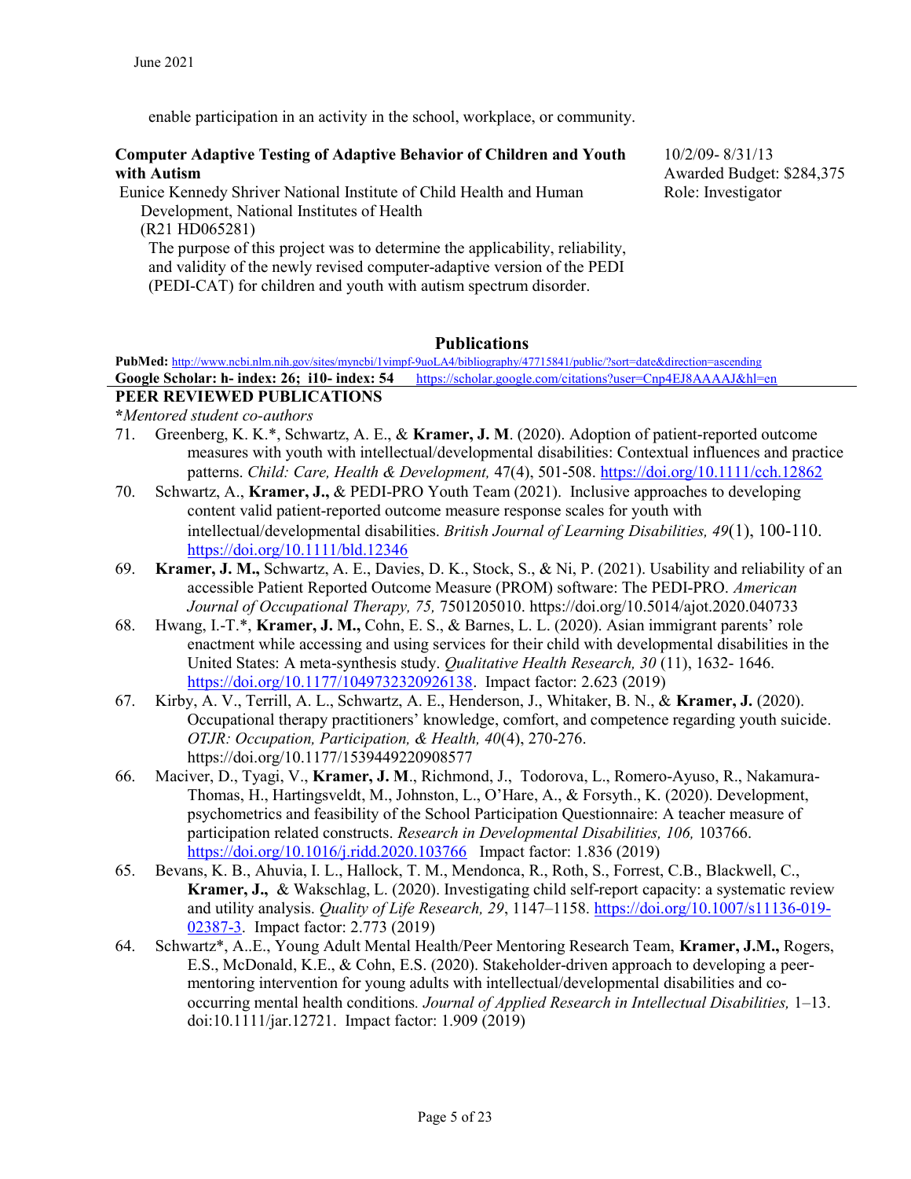enable participation in an activity in the school, workplace, or community.

**Computer Adaptive Testing of Adaptive Behavior of Children and Youth with Autism**
10/2/09- 8/31/13
Awarded Budget: $284,375
Role: Investigator

Eunice Kennedy Shriver National Institute of Child Health and Human Development, National Institutes of Health
(R21 HD065281)

The purpose of this project was to determine the applicability, reliability, and validity of the newly revised computer-adaptive version of the PEDI (PEDI-CAT) for children and youth with autism spectrum disorder.

## Publications

**PubMed:** http://www.ncbi.nlm.nih.gov/sites/myncbi/1vimpf-9uoLA4/bibliography/47715841/public/?sort=date&direction=ascending
**Google Scholar: h- index: 26; i10- index: 54** https://scholar.google.com/citations?user=Cnp4EJ8AAAAJ&hl=en

### PEER REVIEWED PUBLICATIONS

**\***Mentored student co-authors*

71. Greenberg, K. K.*, Schwartz, A. E., & **Kramer, J. M**. (2020). Adoption of patient-reported outcome measures with youth with intellectual/developmental disabilities: Contextual influences and practice patterns. *Child: Care, Health & Development,* 47(4), 501-508. https://doi.org/10.1111/cch.12862
70. Schwartz, A., **Kramer, J.,** & PEDI-PRO Youth Team (2021). Inclusive approaches to developing content valid patient-reported outcome measure response scales for youth with intellectual/developmental disabilities. *British Journal of Learning Disabilities, 49*(1), 100-110. https://doi.org/10.1111/bld.12346
69. **Kramer, J. M.,** Schwartz, A. E., Davies, D. K., Stock, S., & Ni, P. (2021). Usability and reliability of an accessible Patient Reported Outcome Measure (PROM) software: The PEDI-PRO. *American Journal of Occupational Therapy, 75,* 7501205010. https://doi.org/10.5014/ajot.2020.040733
68. Hwang, I.-T.*, **Kramer, J. M.,** Cohn, E. S., & Barnes, L. L. (2020). Asian immigrant parents' role enactment while accessing and using services for their child with developmental disabilities in the United States: A meta-synthesis study. *Qualitative Health Research, 30* (11), 1632- 1646. https://doi.org/10.1177/1049732320926138. Impact factor: 2.623 (2019)
67. Kirby, A. V., Terrill, A. L., Schwartz, A. E., Henderson, J., Whitaker, B. N., & **Kramer, J.** (2020). Occupational therapy practitioners' knowledge, comfort, and competence regarding youth suicide. *OTJR: Occupation, Participation, & Health, 40*(4), 270-276. https://doi.org/10.1177/1539449220908577
66. Maciver, D., Tyagi, V., **Kramer, J. M**., Richmond, J., Todorova, L., Romero-Ayuso, R., Nakamura-Thomas, H., Hartingsveldt, M., Johnston, L., O'Hare, A., & Forsyth., K. (2020). Development, psychometrics and feasibility of the School Participation Questionnaire: A teacher measure of participation related constructs. *Research in Developmental Disabilities, 106,* 103766. https://doi.org/10.1016/j.ridd.2020.103766 Impact factor: 1.836 (2019)
65. Bevans, K. B., Ahuvia, I. L., Hallock, T. M., Mendonca, R., Roth, S., Forrest, C.B., Blackwell, C., **Kramer, J.,** & Wakschlag, L. (2020). Investigating child self-report capacity: a systematic review and utility analysis. *Quality of Life Research, 29*, 1147–1158. https://doi.org/10.1007/s11136-019-02387-3. Impact factor: 2.773 (2019)
64. Schwartz*, A..E., Young Adult Mental Health/Peer Mentoring Research Team, **Kramer, J.M.,** Rogers, E.S., McDonald, K.E., & Cohn, E.S. (2020). Stakeholder-driven approach to developing a peer-mentoring intervention for young adults with intellectual/developmental disabilities and co-occurring mental health conditions. *Journal of Applied Research in Intellectual Disabilities,* 1–13. doi:10.1111/jar.12721. Impact factor: 1.909 (2019)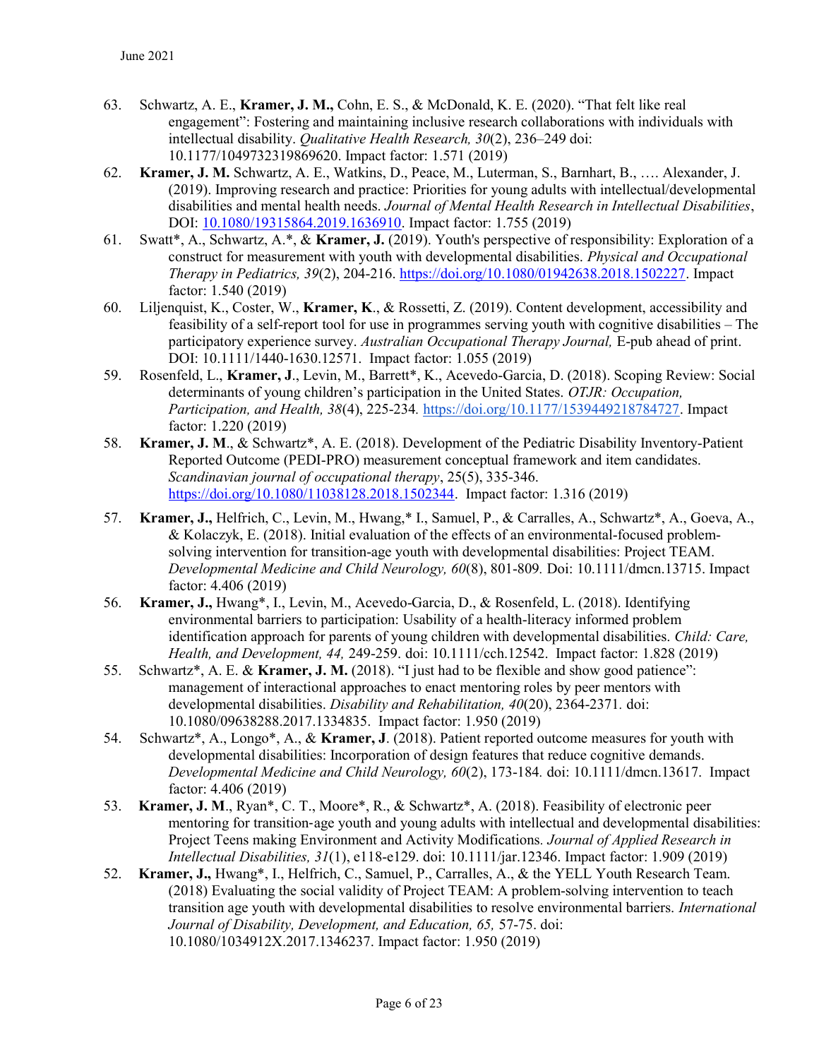63. Schwartz, A. E., **Kramer, J. M.,** Cohn, E. S., & McDonald, K. E. (2020). "That felt like real engagement": Fostering and maintaining inclusive research collaborations with individuals with intellectual disability. *Qualitative Health Research, 30*(2), 236–249 doi: 10.1177/1049732319869620. Impact factor: 1.571 (2019)

62. **Kramer, J. M.** Schwartz, A. E., Watkins, D., Peace, M., Luterman, S., Barnhart, B., …. Alexander, J. (2019). Improving research and practice: Priorities for young adults with intellectual/developmental disabilities and mental health needs. *Journal of Mental Health Research in Intellectual Disabilities*, DOI: 10.1080/19315864.2019.1636910. Impact factor: 1.755 (2019)

61. Swatt*, A., Schwartz, A.*, & **Kramer, J.** (2019). Youth's perspective of responsibility: Exploration of a construct for measurement with youth with developmental disabilities. *Physical and Occupational Therapy in Pediatrics, 39*(2), 204-216. https://doi.org/10.1080/01942638.2018.1502227. Impact factor: 1.540 (2019)

60. Liljenquist, K., Coster, W., **Kramer, K**., & Rossetti, Z. (2019). Content development, accessibility and feasibility of a self-report tool for use in programmes serving youth with cognitive disabilities – The participatory experience survey. *Australian Occupational Therapy Journal,* E-pub ahead of print. DOI: 10.1111/1440-1630.12571. Impact factor: 1.055 (2019)

59. Rosenfeld, L., **Kramer, J**., Levin, M., Barrett*, K., Acevedo-Garcia, D. (2018). Scoping Review: Social determinants of young children's participation in the United States. *OTJR: Occupation, Participation, and Health, 38*(4), 225-234. https://doi.org/10.1177/1539449218784727. Impact factor: 1.220 (2019)

58. **Kramer, J. M**., & Schwartz*, A. E. (2018). Development of the Pediatric Disability Inventory-Patient Reported Outcome (PEDI-PRO) measurement conceptual framework and item candidates. *Scandinavian journal of occupational therapy*, 25(5), 335-346. https://doi.org/10.1080/11038128.2018.1502344. Impact factor: 1.316 (2019)

57. **Kramer, J.,** Helfrich, C., Levin, M., Hwang,* I., Samuel, P., & Carralles, A., Schwartz*, A., Goeva, A., & Kolaczyk, E. (2018). Initial evaluation of the effects of an environmental-focused problem-solving intervention for transition-age youth with developmental disabilities: Project TEAM. *Developmental Medicine and Child Neurology, 60*(8), 801-809. Doi: 10.1111/dmcn.13715. Impact factor: 4.406 (2019)

56. **Kramer, J.,** Hwang*, I., Levin, M., Acevedo-Garcia, D., & Rosenfeld, L. (2018). Identifying environmental barriers to participation: Usability of a health-literacy informed problem identification approach for parents of young children with developmental disabilities. *Child: Care, Health, and Development, 44,* 249-259. doi: 10.1111/cch.12542. Impact factor: 1.828 (2019)

55. Schwartz*, A. E. & **Kramer, J. M.** (2018). "I just had to be flexible and show good patience": management of interactional approaches to enact mentoring roles by peer mentors with developmental disabilities. *Disability and Rehabilitation, 40*(20), 2364-2371. doi: 10.1080/09638288.2017.1334835. Impact factor: 1.950 (2019)

54. Schwartz*, A., Longo*, A., & **Kramer, J**. (2018). Patient reported outcome measures for youth with developmental disabilities: Incorporation of design features that reduce cognitive demands. *Developmental Medicine and Child Neurology, 60*(2), 173-184. doi: 10.1111/dmcn.13617. Impact factor: 4.406 (2019)

53. **Kramer, J. M**., Ryan*, C. T., Moore*, R., & Schwartz*, A. (2018). Feasibility of electronic peer mentoring for transition-age youth and young adults with intellectual and developmental disabilities: Project Teens making Environment and Activity Modifications. *Journal of Applied Research in Intellectual Disabilities, 31*(1), e118-e129. doi: 10.1111/jar.12346. Impact factor: 1.909 (2019)

52. **Kramer, J.,** Hwang*, I., Helfrich, C., Samuel, P., Carralles, A., & the YELL Youth Research Team. (2018) Evaluating the social validity of Project TEAM: A problem-solving intervention to teach transition age youth with developmental disabilities to resolve environmental barriers. *International Journal of Disability, Development, and Education, 65,* 57-75. doi: 10.1080/1034912X.2017.1346237. Impact factor: 1.950 (2019)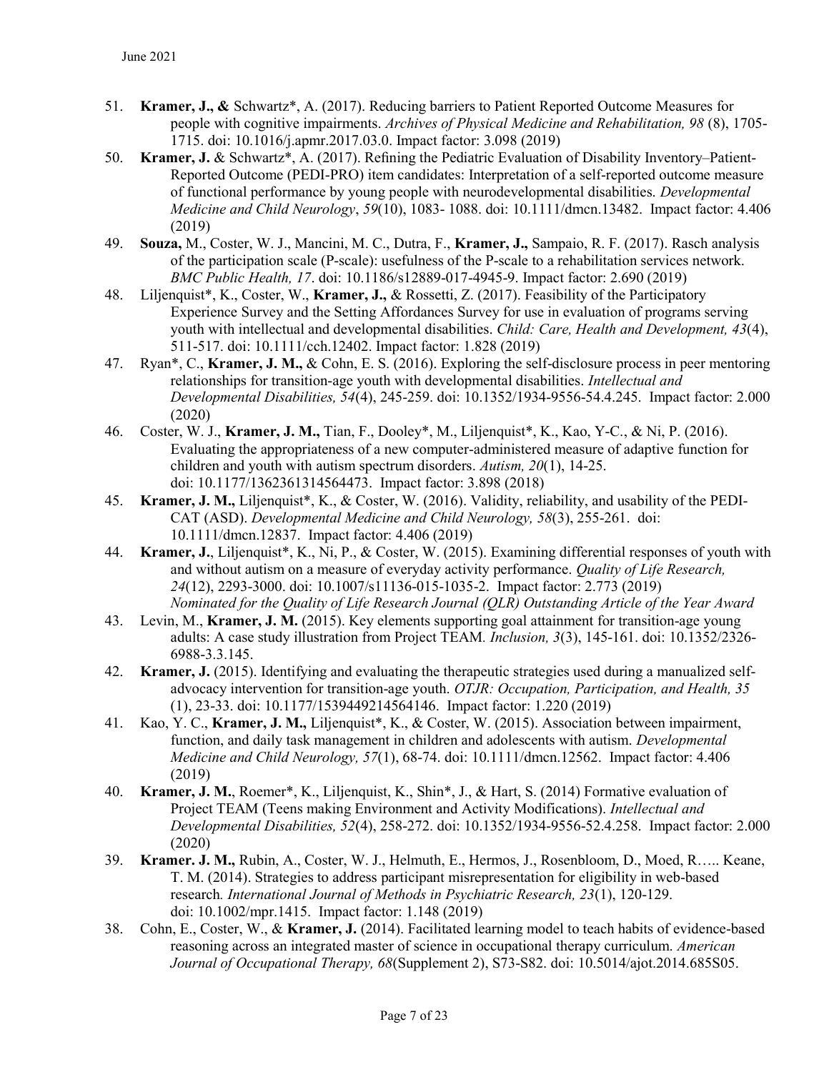51. **Kramer, J., &** Schwartz*, A. (2017). Reducing barriers to Patient Reported Outcome Measures for people with cognitive impairments. *Archives of Physical Medicine and Rehabilitation, 98* (8), 1705-1715. doi: 10.1016/j.apmr.2017.03.0. Impact factor: 3.098 (2019)
50. **Kramer, J.** & Schwartz*, A. (2017). Refining the Pediatric Evaluation of Disability Inventory–Patient-Reported Outcome (PEDI-PRO) item candidates: Interpretation of a self-reported outcome measure of functional performance by young people with neurodevelopmental disabilities. *Developmental Medicine and Child Neurology*, *59*(10), 1083- 1088. doi: 10.1111/dmcn.13482. Impact factor: 4.406 (2019)
49. **Souza,** M., Coster, W. J., Mancini, M. C., Dutra, F., **Kramer, J.,** Sampaio, R. F. (2017). Rasch analysis of the participation scale (P-scale): usefulness of the P-scale to a rehabilitation services network. *BMC Public Health, 17*. doi: 10.1186/s12889-017-4945-9. Impact factor: 2.690 (2019)
48. Liljenquist*, K., Coster, W., **Kramer, J.,** & Rossetti, Z. (2017). Feasibility of the Participatory Experience Survey and the Setting Affordances Survey for use in evaluation of programs serving youth with intellectual and developmental disabilities. *Child: Care, Health and Development, 43*(4), 511-517. doi: 10.1111/cch.12402. Impact factor: 1.828 (2019)
47. Ryan*, C., **Kramer, J. M.,** & Cohn, E. S. (2016). Exploring the self-disclosure process in peer mentoring relationships for transition-age youth with developmental disabilities. *Intellectual and Developmental Disabilities, 54*(4), 245-259. doi: 10.1352/1934-9556-54.4.245. Impact factor: 2.000 (2020)
46. Coster, W. J., **Kramer, J. M.,** Tian, F., Dooley*, M., Liljenquist*, K., Kao, Y-C., & Ni, P. (2016). Evaluating the appropriateness of a new computer-administered measure of adaptive function for children and youth with autism spectrum disorders. *Autism, 20*(1), 14-25. doi: 10.1177/1362361314564473. Impact factor: 3.898 (2018)
45. **Kramer, J. M.,** Liljenquist*, K., & Coster, W. (2016). Validity, reliability, and usability of the PEDI-CAT (ASD). *Developmental Medicine and Child Neurology, 58*(3), 255-261. doi: 10.1111/dmcn.12837. Impact factor: 4.406 (2019)
44. **Kramer, J.**, Liljenquist*, K., Ni, P., & Coster, W. (2015). Examining differential responses of youth with and without autism on a measure of everyday activity performance. *Quality of Life Research, 24*(12), 2293-3000. doi: 10.1007/s11136-015-1035-2. Impact factor: 2.773 (2019)
    *Nominated for the Quality of Life Research Journal (QLR) Outstanding Article of the Year Award*
43. Levin, M., **Kramer, J. M.** (2015). Key elements supporting goal attainment for transition-age young adults: A case study illustration from Project TEAM. *Inclusion, 3*(3), 145-161. doi: 10.1352/2326-6988-3.3.145.
42. **Kramer, J.** (2015). Identifying and evaluating the therapeutic strategies used during a manualized self-advocacy intervention for transition-age youth. *OTJR: Occupation, Participation, and Health, 35* (1), 23-33. doi: 10.1177/1539449214564146. Impact factor: 1.220 (2019)
41. Kao, Y. C., **Kramer, J. M.,** Liljenquist*, K., & Coster, W. (2015). Association between impairment, function, and daily task management in children and adolescents with autism. *Developmental Medicine and Child Neurology, 57*(1), 68-74. doi: 10.1111/dmcn.12562. Impact factor: 4.406 (2019)
40. **Kramer, J. M.**, Roemer*, K., Liljenquist, K., Shin*, J., & Hart, S. (2014) Formative evaluation of Project TEAM (Teens making Environment and Activity Modifications). *Intellectual and Developmental Disabilities, 52*(4), 258-272. doi: 10.1352/1934-9556-52.4.258. Impact factor: 2.000 (2020)
39. **Kramer. J. M.,** Rubin, A., Coster, W. J., Helmuth, E., Hermos, J., Rosenbloom, D., Moed, R….. Keane, T. M. (2014). Strategies to address participant misrepresentation for eligibility in web-based research*. International Journal of Methods in Psychiatric Research, 23*(1), 120-129. doi: 10.1002/mpr.1415. Impact factor: 1.148 (2019)
38. Cohn, E., Coster, W., & **Kramer, J.** (2014). Facilitated learning model to teach habits of evidence-based reasoning across an integrated master of science in occupational therapy curriculum. *American Journal of Occupational Therapy, 68*(Supplement 2), S73-S82. doi: 10.5014/ajot.2014.685S05.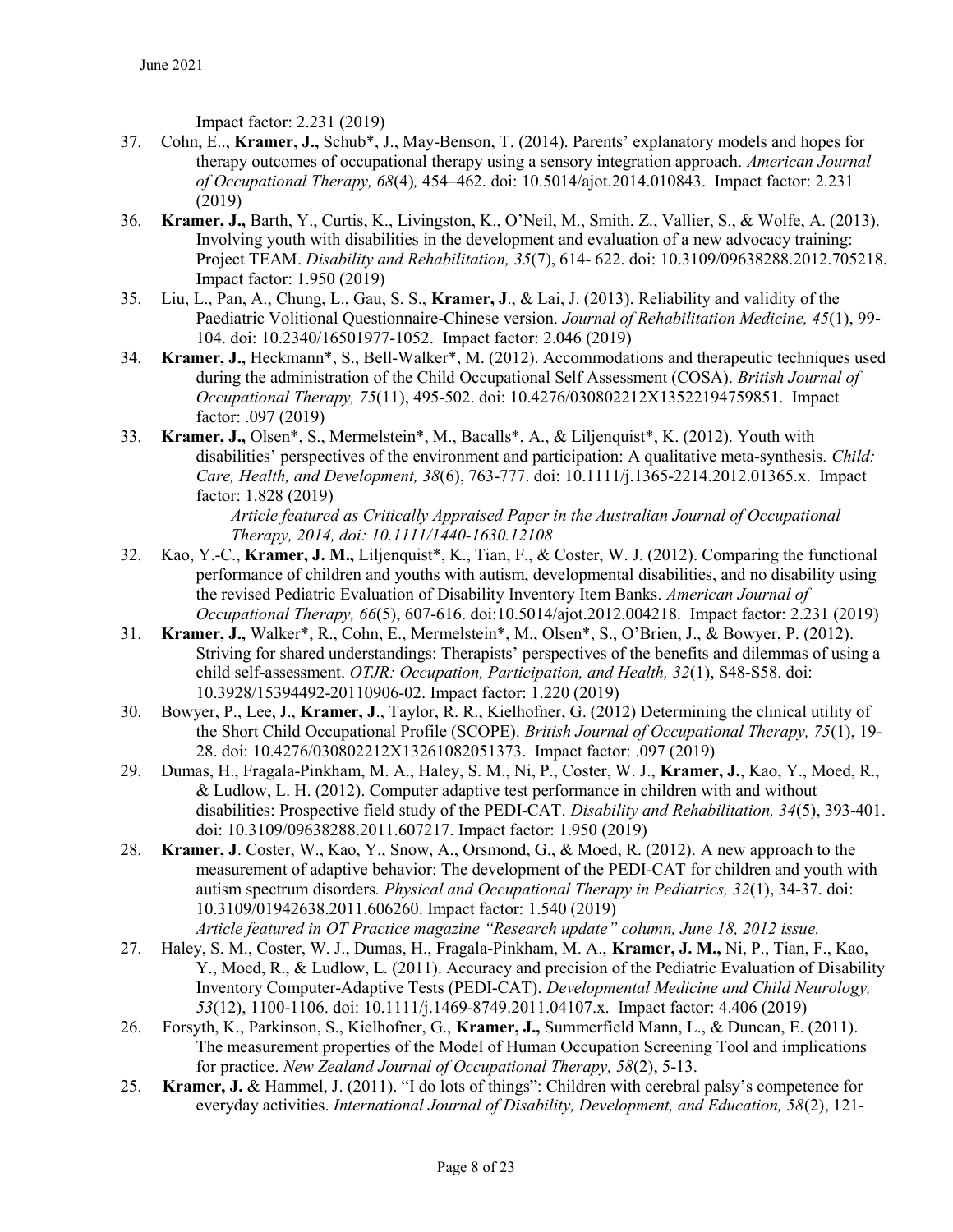Impact factor: 2.231 (2019)

37. Cohn, E.., **Kramer, J.,** Schub*, J., May-Benson, T. (2014). Parents' explanatory models and hopes for therapy outcomes of occupational therapy using a sensory integration approach. *American Journal of Occupational Therapy, 68*(4), 454–462. doi: 10.5014/ajot.2014.010843. Impact factor: 2.231 (2019)
36. **Kramer, J.,** Barth, Y., Curtis, K., Livingston, K., O'Neil, M., Smith, Z., Vallier, S., & Wolfe, A. (2013). Involving youth with disabilities in the development and evaluation of a new advocacy training: Project TEAM. *Disability and Rehabilitation, 35*(7), 614- 622. doi: 10.3109/09638288.2012.705218. Impact factor: 1.950 (2019)
35. Liu, L., Pan, A., Chung, L., Gau, S. S., **Kramer, J**., & Lai, J. (2013). Reliability and validity of the Paediatric Volitional Questionnaire-Chinese version. *Journal of Rehabilitation Medicine, 45*(1), 99-104. doi: 10.2340/16501977-1052. Impact factor: 2.046 (2019)
34. **Kramer, J.,** Heckmann*, S., Bell-Walker*, M. (2012). Accommodations and therapeutic techniques used during the administration of the Child Occupational Self Assessment (COSA). *British Journal of Occupational Therapy, 75*(11), 495-502. doi: 10.4276/030802212X13522194759851. Impact factor: .097 (2019)
33. **Kramer, J.,** Olsen*, S., Mermelstein*, M., Bacalls*, A., & Liljenquist*, K. (2012). Youth with disabilities' perspectives of the environment and participation: A qualitative meta-synthesis. *Child: Care, Health, and Development, 38*(6), 763-777. doi: 10.1111/j.1365-2214.2012.01365.x. Impact factor: 1.828 (2019)
    *Article featured as Critically Appraised Paper in the Australian Journal of Occupational Therapy, 2014, doi: 10.1111/1440-1630.12108*
32. Kao, Y.-C., **Kramer, J. M.,** Liljenquist*, K., Tian, F., & Coster, W. J. (2012). Comparing the functional performance of children and youths with autism, developmental disabilities, and no disability using the revised Pediatric Evaluation of Disability Inventory Item Banks. *American Journal of Occupational Therapy, 66*(5), 607-616. doi:10.5014/ajot.2012.004218. Impact factor: 2.231 (2019)
31. **Kramer, J.,** Walker*, R., Cohn, E., Mermelstein*, M., Olsen*, S., O'Brien, J., & Bowyer, P. (2012). Striving for shared understandings: Therapists' perspectives of the benefits and dilemmas of using a child self-assessment. *OTJR: Occupation, Participation, and Health, 32*(1), S48-S58. doi: 10.3928/15394492-20110906-02. Impact factor: 1.220 (2019)
30. Bowyer, P., Lee, J., **Kramer, J**., Taylor, R. R., Kielhofner, G. (2012) Determining the clinical utility of the Short Child Occupational Profile (SCOPE). *British Journal of Occupational Therapy, 75*(1), 19-28. doi: 10.4276/030802212X13261082051373. Impact factor: .097 (2019)
29. Dumas, H., Fragala-Pinkham, M. A., Haley, S. M., Ni, P., Coster, W. J., **Kramer, J.**, Kao, Y., Moed, R., & Ludlow, L. H. (2012). Computer adaptive test performance in children with and without disabilities: Prospective field study of the PEDI-CAT. *Disability and Rehabilitation, 34*(5), 393-401. doi: 10.3109/09638288.2011.607217. Impact factor: 1.950 (2019)
28. **Kramer, J**. Coster, W., Kao, Y., Snow, A., Orsmond, G., & Moed, R. (2012). A new approach to the measurement of adaptive behavior: The development of the PEDI-CAT for children and youth with autism spectrum disorders. *Physical and Occupational Therapy in Pediatrics, 32*(1), 34-37. doi: 10.3109/01942638.2011.606260. Impact factor: 1.540 (2019)
    *Article featured in OT Practice magazine "Research update" column, June 18, 2012 issue.*
27. Haley, S. M., Coster, W. J., Dumas, H., Fragala-Pinkham, M. A., **Kramer, J. M.,** Ni, P., Tian, F., Kao, Y., Moed, R., & Ludlow, L. (2011). Accuracy and precision of the Pediatric Evaluation of Disability Inventory Computer-Adaptive Tests (PEDI-CAT). *Developmental Medicine and Child Neurology, 53*(12), 1100-1106. doi: 10.1111/j.1469-8749.2011.04107.x. Impact factor: 4.406 (2019)
26. Forsyth, K., Parkinson, S., Kielhofner, G., **Kramer, J.,** Summerfield Mann, L., & Duncan, E. (2011). The measurement properties of the Model of Human Occupation Screening Tool and implications for practice. *New Zealand Journal of Occupational Therapy, 58*(2), 5-13.
25. **Kramer, J.** & Hammel, J. (2011). "I do lots of things": Children with cerebral palsy's competence for everyday activities. *International Journal of Disability, Development, and Education, 58*(2), 121-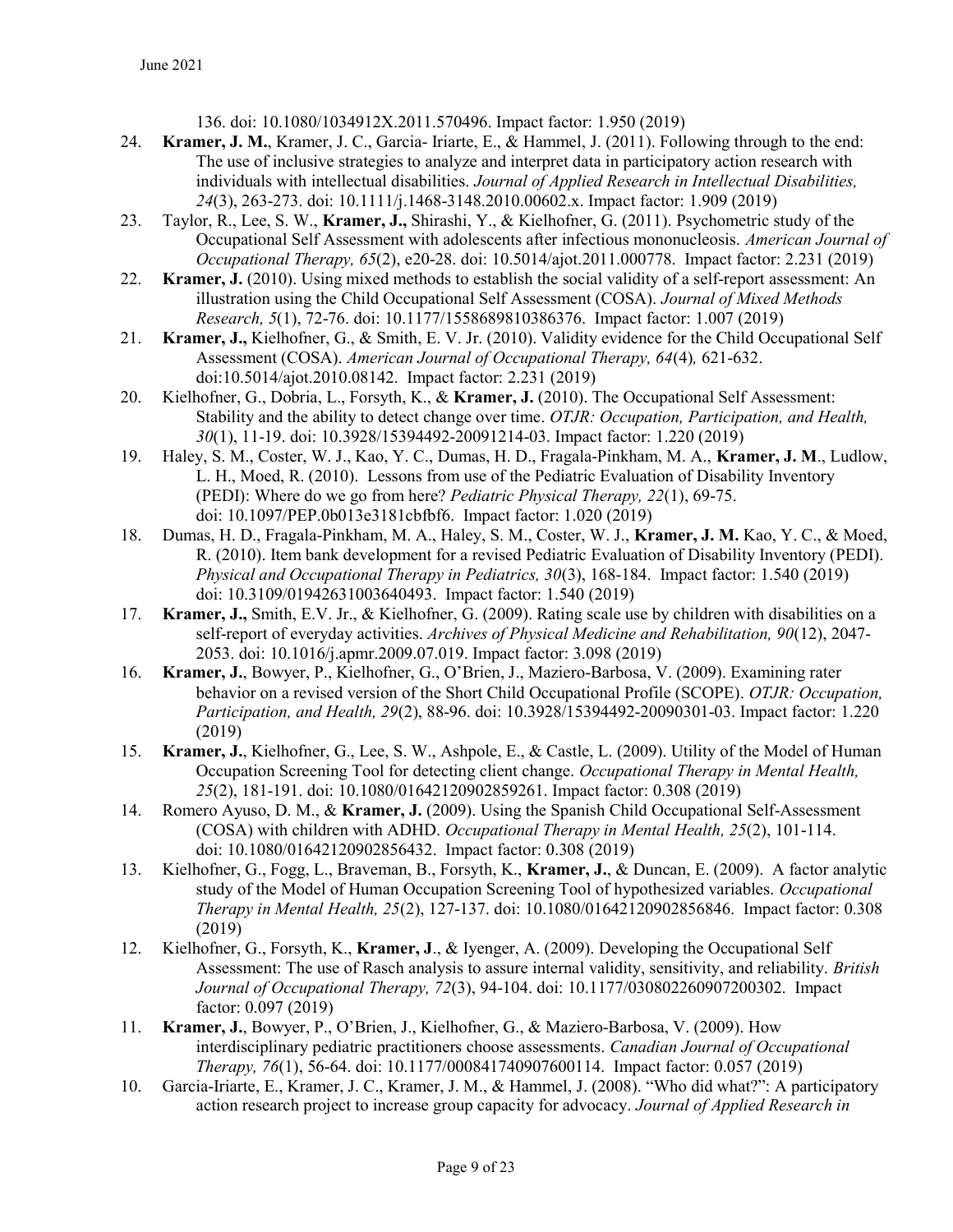136. doi: 10.1080/1034912X.2011.570496. Impact factor: 1.950 (2019)

24. **Kramer, J. M.**, Kramer, J. C., Garcia- Iriarte, E., & Hammel, J. (2011). Following through to the end: The use of inclusive strategies to analyze and interpret data in participatory action research with individuals with intellectual disabilities. *Journal of Applied Research in Intellectual Disabilities, 24*(3), 263-273. doi: 10.1111/j.1468-3148.2010.00602.x. Impact factor: 1.909 (2019)
23. Taylor, R., Lee, S. W., **Kramer, J.,** Shirashi, Y., & Kielhofner, G. (2011). Psychometric study of the Occupational Self Assessment with adolescents after infectious mononucleosis. *American Journal of Occupational Therapy, 65*(2), e20-28. doi: 10.5014/ajot.2011.000778. Impact factor: 2.231 (2019)
22. **Kramer, J.** (2010). Using mixed methods to establish the social validity of a self-report assessment: An illustration using the Child Occupational Self Assessment (COSA). *Journal of Mixed Methods Research, 5*(1), 72-76. doi: 10.1177/1558689810386376. Impact factor: 1.007 (2019)
21. **Kramer, J.,** Kielhofner, G., & Smith, E. V. Jr. (2010). Validity evidence for the Child Occupational Self Assessment (COSA). *American Journal of Occupational Therapy, 64*(4)*,* 621-632. doi:10.5014/ajot.2010.08142. Impact factor: 2.231 (2019)
20. Kielhofner, G., Dobria, L., Forsyth, K., & **Kramer, J.** (2010). The Occupational Self Assessment: Stability and the ability to detect change over time. *OTJR: Occupation, Participation, and Health, 30*(1), 11-19. doi: 10.3928/15394492-20091214-03. Impact factor: 1.220 (2019)
19. Haley, S. M., Coster, W. J., Kao, Y. C., Dumas, H. D., Fragala-Pinkham, M. A., **Kramer, J. M**., Ludlow, L. H., Moed, R. (2010). Lessons from use of the Pediatric Evaluation of Disability Inventory (PEDI): Where do we go from here? *Pediatric Physical Therapy, 22*(1), 69-75. doi: 10.1097/PEP.0b013e3181cbfbf6. Impact factor: 1.020 (2019)
18. Dumas, H. D., Fragala-Pinkham, M. A., Haley, S. M., Coster, W. J., **Kramer, J. M.** Kao, Y. C., & Moed, R. (2010). Item bank development for a revised Pediatric Evaluation of Disability Inventory (PEDI). *Physical and Occupational Therapy in Pediatrics, 30*(3), 168-184. Impact factor: 1.540 (2019) doi: 10.3109/01942631003640493. Impact factor: 1.540 (2019)
17. **Kramer, J.,** Smith, E.V. Jr., & Kielhofner, G. (2009). Rating scale use by children with disabilities on a self-report of everyday activities. *Archives of Physical Medicine and Rehabilitation, 90*(12), 2047-2053. doi: 10.1016/j.apmr.2009.07.019. Impact factor: 3.098 (2019)
16. **Kramer, J.**, Bowyer, P., Kielhofner, G., O'Brien, J., Maziero-Barbosa, V. (2009). Examining rater behavior on a revised version of the Short Child Occupational Profile (SCOPE). *OTJR: Occupation, Participation, and Health, 29*(2), 88-96. doi: 10.3928/15394492-20090301-03. Impact factor: 1.220 (2019)
15. **Kramer, J.**, Kielhofner, G., Lee, S. W., Ashpole, E., & Castle, L. (2009). Utility of the Model of Human Occupation Screening Tool for detecting client change. *Occupational Therapy in Mental Health, 25*(2), 181-191. doi: 10.1080/01642120902859261. Impact factor: 0.308 (2019)
14. Romero Ayuso, D. M., & **Kramer, J.** (2009). Using the Spanish Child Occupational Self-Assessment (COSA) with children with ADHD. *Occupational Therapy in Mental Health, 25*(2), 101-114. doi: 10.1080/01642120902856432. Impact factor: 0.308 (2019)
13. Kielhofner, G., Fogg, L., Braveman, B., Forsyth, K., **Kramer, J.**, & Duncan, E. (2009). A factor analytic study of the Model of Human Occupation Screening Tool of hypothesized variables. *Occupational Therapy in Mental Health, 25*(2), 127-137. doi: 10.1080/01642120902856846. Impact factor: 0.308 (2019)
12. Kielhofner, G., Forsyth, K., **Kramer, J**., & Iyenger, A. (2009). Developing the Occupational Self Assessment: The use of Rasch analysis to assure internal validity, sensitivity, and reliability. *British Journal of Occupational Therapy, 72*(3), 94-104. doi: 10.1177/030802260907200302. Impact factor: 0.097 (2019)
11. **Kramer, J.**, Bowyer, P., O'Brien, J., Kielhofner, G., & Maziero-Barbosa, V. (2009). How interdisciplinary pediatric practitioners choose assessments. *Canadian Journal of Occupational Therapy, 76*(1), 56-64. doi: 10.1177/000841740907600114. Impact factor: 0.057 (2019)
10. Garcia-Iriarte, E., Kramer, J. C., Kramer, J. M., & Hammel, J. (2008). "Who did what?": A participatory action research project to increase group capacity for advocacy. *Journal of Applied Research in*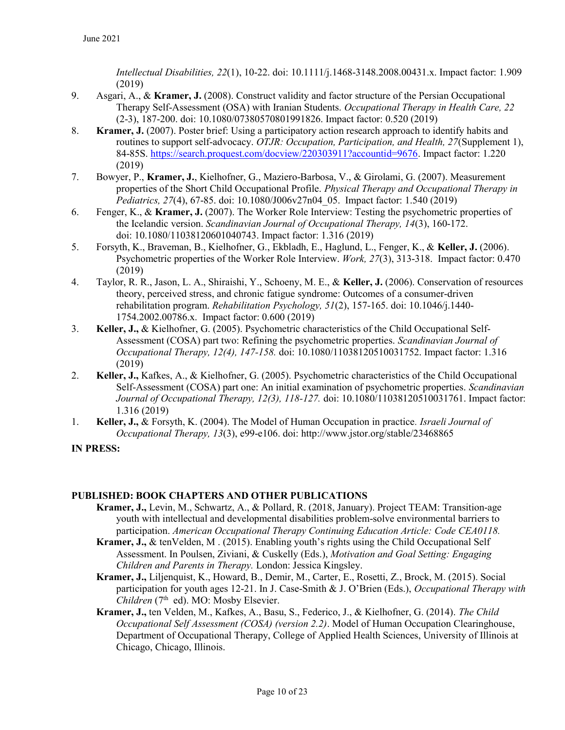*Intellectual Disabilities, 22*(1), 10-22. doi: 10.1111/j.1468-3148.2008.00431.x. Impact factor: 1.909 (2019)

9. Asgari, A., & **Kramer, J.** (2008). Construct validity and factor structure of the Persian Occupational Therapy Self-Assessment (OSA) with Iranian Students. *Occupational Therapy in Health Care, 22* (2-3), 187-200. doi: 10.1080/07380570801991826. Impact factor: 0.520 (2019)
8. **Kramer, J.** (2007). Poster brief: Using a participatory action research approach to identify habits and routines to support self-advocacy. *OTJR: Occupation, Participation, and Health, 27*(Supplement 1), 84-85S. https://search.proquest.com/docview/220303911?accountid=9676. Impact factor: 1.220 (2019)
7. Bowyer, P., **Kramer, J.**, Kielhofner, G., Maziero-Barbosa, V., & Girolami, G. (2007). Measurement properties of the Short Child Occupational Profile. *Physical Therapy and Occupational Therapy in Pediatrics, 27*(4), 67-85. doi: 10.1080/J006v27n04_05. Impact factor: 1.540 (2019)
6. Fenger, K., & **Kramer, J.** (2007). The Worker Role Interview: Testing the psychometric properties of the Icelandic version. *Scandinavian Journal of Occupational Therapy, 14*(3), 160-172. doi: 10.1080/11038120601040743. Impact factor: 1.316 (2019)
5. Forsyth, K., Braveman, B., Kielhofner, G., Ekbladh, E., Haglund, L., Fenger, K., & **Keller, J.** (2006). Psychometric properties of the Worker Role Interview. *Work, 27*(3), 313-318. Impact factor: 0.470 (2019)
4. Taylor, R. R., Jason, L. A., Shiraishi, Y., Schoeny, M. E., & **Keller, J.** (2006). Conservation of resources theory, perceived stress, and chronic fatigue syndrome: Outcomes of a consumer-driven rehabilitation program. *Rehabilitation Psychology, 51*(2), 157-165. doi: 10.1046/j.1440-1754.2002.00786.x. Impact factor: 0.600 (2019)
3. **Keller, J.,** & Kielhofner, G. (2005). Psychometric characteristics of the Child Occupational Self-Assessment (COSA) part two: Refining the psychometric properties. *Scandinavian Journal of Occupational Therapy, 12(4), 147-158.* doi: 10.1080/11038120510031752. Impact factor: 1.316 (2019)
2. **Keller, J.,** Kafkes, A., & Kielhofner, G. (2005). Psychometric characteristics of the Child Occupational Self-Assessment (COSA) part one: An initial examination of psychometric properties. *Scandinavian Journal of Occupational Therapy, 12(3), 118-127.* doi: 10.1080/11038120510031761. Impact factor: 1.316 (2019)
1. **Keller, J.,** & Forsyth, K. (2004). The Model of Human Occupation in practice. *Israeli Journal of Occupational Therapy, 13*(3), e99-e106. doi: http://www.jstor.org/stable/23468865

**IN PRESS:**

**PUBLISHED: BOOK CHAPTERS AND OTHER PUBLICATIONS**

**Kramer, J.,** Levin, M., Schwartz, A., & Pollard, R. (2018, January). Project TEAM: Transition-age youth with intellectual and developmental disabilities problem-solve environmental barriers to participation. *American Occupational Therapy Continuing Education Article: Code CEA0118.*

**Kramer, J.,** & tenVelden, M . (2015). Enabling youth's rights using the Child Occupational Self Assessment. In Poulsen, Ziviani, & Cuskelly (Eds.), *Motivation and Goal Setting: Engaging Children and Parents in Therapy.* London: Jessica Kingsley.

**Kramer, J.,** Liljenquist, K., Howard, B., Demir, M., Carter, E., Rosetti, Z., Brock, M. (2015). Social participation for youth ages 12-21. In J. Case-Smith & J. O'Brien (Eds.), *Occupational Therapy with Children* (7th ed). MO: Mosby Elsevier.

**Kramer, J.,** ten Velden, M., Kafkes, A., Basu, S., Federico, J., & Kielhofner, G. (2014). *The Child Occupational Self Assessment (COSA) (version 2.2)*. Model of Human Occupation Clearinghouse, Department of Occupational Therapy, College of Applied Health Sciences, University of Illinois at Chicago, Chicago, Illinois.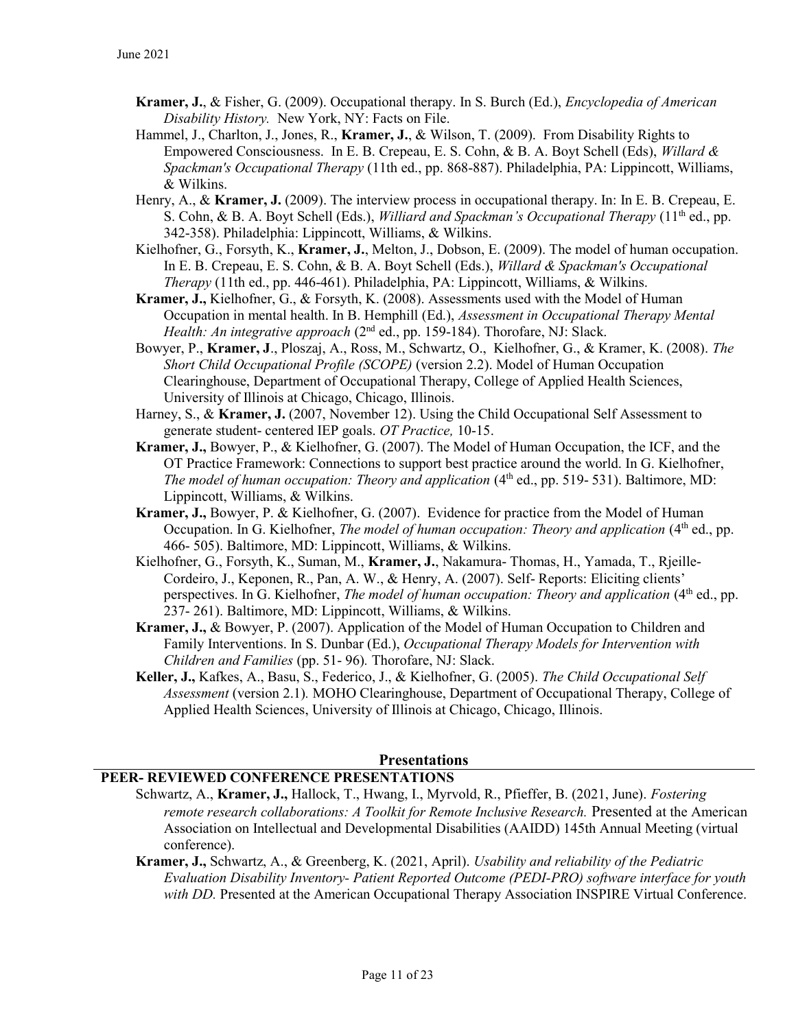**Kramer, J.**, & Fisher, G. (2009). Occupational therapy. In S. Burch (Ed.), *Encyclopedia of American Disability History.* New York, NY: Facts on File.

Hammel, J., Charlton, J., Jones, R., **Kramer, J.**, & Wilson, T. (2009). From Disability Rights to Empowered Consciousness. In E. B. Crepeau, E. S. Cohn, & B. A. Boyt Schell (Eds), *Willard & Spackman's Occupational Therapy* (11th ed., pp. 868-887). Philadelphia, PA: Lippincott, Williams, & Wilkins.

Henry, A., & **Kramer, J.** (2009). The interview process in occupational therapy. In: In E. B. Crepeau, E. S. Cohn, & B. A. Boyt Schell (Eds.), *Williard and Spackman's Occupational Therapy* (11th ed., pp. 342-358). Philadelphia: Lippincott, Williams, & Wilkins.

Kielhofner, G., Forsyth, K., **Kramer, J.**, Melton, J., Dobson, E. (2009). The model of human occupation. In E. B. Crepeau, E. S. Cohn, & B. A. Boyt Schell (Eds.), *Willard & Spackman's Occupational Therapy* (11th ed., pp. 446-461). Philadelphia, PA: Lippincott, Williams, & Wilkins.

**Kramer, J.,** Kielhofner, G., & Forsyth, K. (2008). Assessments used with the Model of Human Occupation in mental health. In B. Hemphill (Ed.), *Assessment in Occupational Therapy Mental Health: An integrative approach* (2nd ed., pp. 159-184). Thorofare, NJ: Slack.

Bowyer, P., **Kramer, J**., Ploszaj, A., Ross, M., Schwartz, O., Kielhofner, G., & Kramer, K. (2008). *The Short Child Occupational Profile (SCOPE)* (version 2.2). Model of Human Occupation Clearinghouse, Department of Occupational Therapy, College of Applied Health Sciences, University of Illinois at Chicago, Chicago, Illinois.

Harney, S., & **Kramer, J.** (2007, November 12). Using the Child Occupational Self Assessment to generate student- centered IEP goals. *OT Practice,* 10-15.

**Kramer, J.,** Bowyer, P., & Kielhofner, G. (2007). The Model of Human Occupation, the ICF, and the OT Practice Framework: Connections to support best practice around the world. In G. Kielhofner, *The model of human occupation: Theory and application* (4th ed., pp. 519- 531). Baltimore, MD: Lippincott, Williams, & Wilkins.

**Kramer, J.,** Bowyer, P. & Kielhofner, G. (2007). Evidence for practice from the Model of Human Occupation. In G. Kielhofner, *The model of human occupation: Theory and application* (4th ed., pp. 466- 505). Baltimore, MD: Lippincott, Williams, & Wilkins.

Kielhofner, G., Forsyth, K., Suman, M., **Kramer, J.**, Nakamura- Thomas, H., Yamada, T., Rjeille-Cordeiro, J., Keponen, R., Pan, A. W., & Henry, A. (2007). Self- Reports: Eliciting clients' perspectives. In G. Kielhofner, *The model of human occupation: Theory and application* (4th ed., pp. 237- 261). Baltimore, MD: Lippincott, Williams, & Wilkins.

**Kramer, J.,** & Bowyer, P. (2007). Application of the Model of Human Occupation to Children and Family Interventions. In S. Dunbar (Ed.), *Occupational Therapy Models for Intervention with Children and Families* (pp. 51- 96)*.* Thorofare, NJ: Slack.

**Keller, J.,** Kafkes, A., Basu, S., Federico, J., & Kielhofner, G. (2005). *The Child Occupational Self Assessment* (version 2.1)*.* MOHO Clearinghouse, Department of Occupational Therapy, College of Applied Health Sciences, University of Illinois at Chicago, Chicago, Illinois.

## Presentations

### PEER- REVIEWED CONFERENCE PRESENTATIONS

Schwartz, A., **Kramer, J.,** Hallock, T., Hwang, I., Myrvold, R., Pfieffer, B. (2021, June). *Fostering remote research collaborations: A Toolkit for Remote Inclusive Research.* Presented at the American Association on Intellectual and Developmental Disabilities (AAIDD) 145th Annual Meeting (virtual conference).

**Kramer, J.,** Schwartz, A., & Greenberg, K. (2021, April). *Usability and reliability of the Pediatric Evaluation Disability Inventory- Patient Reported Outcome (PEDI-PRO) software interface for youth with DD.* Presented at the American Occupational Therapy Association INSPIRE Virtual Conference.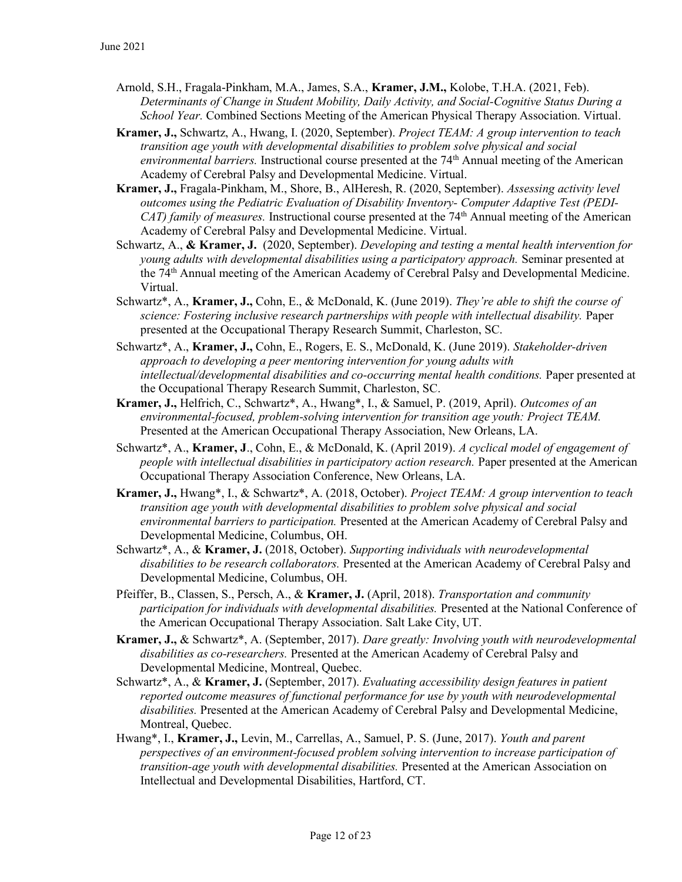Arnold, S.H., Fragala-Pinkham, M.A., James, S.A., **Kramer, J.M.,** Kolobe, T.H.A. (2021, Feb). *Determinants of Change in Student Mobility, Daily Activity, and Social-Cognitive Status During a School Year.* Combined Sections Meeting of the American Physical Therapy Association. Virtual.

**Kramer, J.,** Schwartz, A., Hwang, I. (2020, September). *Project TEAM: A group intervention to teach transition age youth with developmental disabilities to problem solve physical and social environmental barriers.* Instructional course presented at the 74th Annual meeting of the American Academy of Cerebral Palsy and Developmental Medicine. Virtual.

**Kramer, J.,** Fragala-Pinkham, M., Shore, B., AlHeresh, R. (2020, September). *Assessing activity level outcomes using the Pediatric Evaluation of Disability Inventory- Computer Adaptive Test (PEDI-CAT) family of measures.* Instructional course presented at the 74th Annual meeting of the American Academy of Cerebral Palsy and Developmental Medicine. Virtual.

Schwartz, A., **& Kramer, J.** (2020, September). *Developing and testing a mental health intervention for young adults with developmental disabilities using a participatory approach.* Seminar presented at the 74th Annual meeting of the American Academy of Cerebral Palsy and Developmental Medicine. Virtual.

Schwartz*, A., **Kramer, J.,** Cohn, E., & McDonald, K. (June 2019). *They're able to shift the course of science: Fostering inclusive research partnerships with people with intellectual disability.* Paper presented at the Occupational Therapy Research Summit, Charleston, SC.

Schwartz*, A., **Kramer, J.,** Cohn, E., Rogers, E. S., McDonald, K. (June 2019). *Stakeholder-driven approach to developing a peer mentoring intervention for young adults with intellectual/developmental disabilities and co-occurring mental health conditions.* Paper presented at the Occupational Therapy Research Summit, Charleston, SC.

**Kramer, J.,** Helfrich, C., Schwartz*, A., Hwang*, I., & Samuel, P. (2019, April). *Outcomes of an environmental-focused, problem-solving intervention for transition age youth: Project TEAM.* Presented at the American Occupational Therapy Association, New Orleans, LA.

Schwartz*, A., **Kramer, J**., Cohn, E., & McDonald, K. (April 2019). *A cyclical model of engagement of people with intellectual disabilities in participatory action research.* Paper presented at the American Occupational Therapy Association Conference, New Orleans, LA.

**Kramer, J.,** Hwang*, I., & Schwartz*, A. (2018, October). *Project TEAM: A group intervention to teach transition age youth with developmental disabilities to problem solve physical and social environmental barriers to participation.* Presented at the American Academy of Cerebral Palsy and Developmental Medicine, Columbus, OH.

Schwartz*, A., & **Kramer, J.** (2018, October). *Supporting individuals with neurodevelopmental disabilities to be research collaborators.* Presented at the American Academy of Cerebral Palsy and Developmental Medicine, Columbus, OH.

Pfeiffer, B., Classen, S., Persch, A., & **Kramer, J.** (April, 2018). *Transportation and community participation for individuals with developmental disabilities.* Presented at the National Conference of the American Occupational Therapy Association. Salt Lake City, UT.

**Kramer, J.,** & Schwartz*, A. (September, 2017). *Dare greatly: Involving youth with neurodevelopmental disabilities as co-researchers.* Presented at the American Academy of Cerebral Palsy and Developmental Medicine, Montreal, Quebec.

Schwartz*, A., & **Kramer, J.** (September, 2017). *Evaluating accessibility design features in patient reported outcome measures of functional performance for use by youth with neurodevelopmental disabilities.* Presented at the American Academy of Cerebral Palsy and Developmental Medicine, Montreal, Quebec.

Hwang*, I., **Kramer, J.,** Levin, M., Carrellas, A., Samuel, P. S. (June, 2017). *Youth and parent perspectives of an environment-focused problem solving intervention to increase participation of transition-age youth with developmental disabilities.* Presented at the American Association on Intellectual and Developmental Disabilities, Hartford, CT.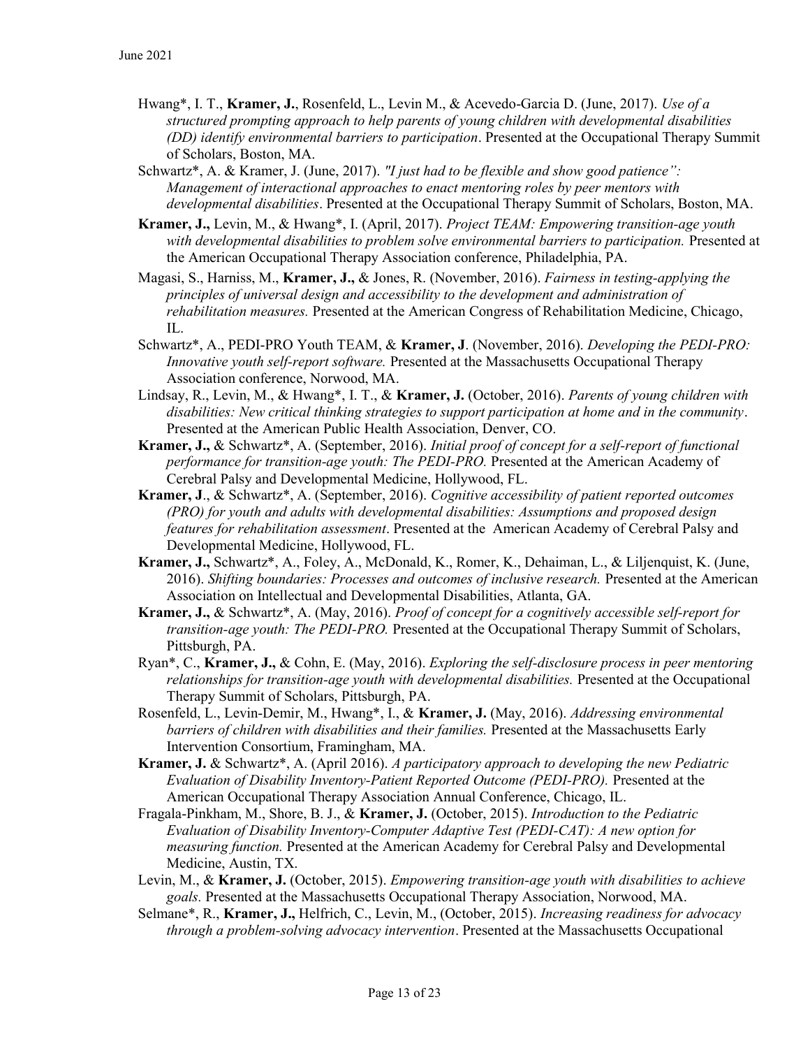Hwang*, I. T., **Kramer, J.**, Rosenfeld, L., Levin M., & Acevedo-Garcia D. (June, 2017). *Use of a structured prompting approach to help parents of young children with developmental disabilities (DD) identify environmental barriers to participation*. Presented at the Occupational Therapy Summit of Scholars, Boston, MA.

Schwartz*, A. & Kramer, J. (June, 2017). *"I just had to be flexible and show good patience": Management of interactional approaches to enact mentoring roles by peer mentors with developmental disabilities*. Presented at the Occupational Therapy Summit of Scholars, Boston, MA.

**Kramer, J.,** Levin, M., & Hwang*, I. (April, 2017). *Project TEAM: Empowering transition-age youth with developmental disabilities to problem solve environmental barriers to participation.* Presented at the American Occupational Therapy Association conference, Philadelphia, PA.

Magasi, S., Harniss, M., **Kramer, J.,** & Jones, R. (November, 2016). *Fairness in testing-applying the principles of universal design and accessibility to the development and administration of rehabilitation measures.* Presented at the American Congress of Rehabilitation Medicine, Chicago, IL.

Schwartz*, A., PEDI-PRO Youth TEAM, & **Kramer, J**. (November, 2016). *Developing the PEDI-PRO: Innovative youth self-report software.* Presented at the Massachusetts Occupational Therapy Association conference, Norwood, MA.

Lindsay, R., Levin, M., & Hwang*, I. T., & **Kramer, J.** (October, 2016). *Parents of young children with disabilities: New critical thinking strategies to support participation at home and in the community*. Presented at the American Public Health Association, Denver, CO.

**Kramer, J.,** & Schwartz*, A. (September, 2016). *Initial proof of concept for a self-report of functional performance for transition-age youth: The PEDI-PRO.* Presented at the American Academy of Cerebral Palsy and Developmental Medicine, Hollywood, FL.

**Kramer, J**., & Schwartz*, A. (September, 2016). *Cognitive accessibility of patient reported outcomes (PRO) for youth and adults with developmental disabilities: Assumptions and proposed design features for rehabilitation assessment*. Presented at the American Academy of Cerebral Palsy and Developmental Medicine, Hollywood, FL.

**Kramer, J.,** Schwartz*, A., Foley, A., McDonald, K., Romer, K., Dehaiman, L., & Liljenquist, K. (June, 2016). *Shifting boundaries: Processes and outcomes of inclusive research.* Presented at the American Association on Intellectual and Developmental Disabilities, Atlanta, GA.

**Kramer, J.,** & Schwartz*, A. (May, 2016). *Proof of concept for a cognitively accessible self-report for transition-age youth: The PEDI-PRO.* Presented at the Occupational Therapy Summit of Scholars, Pittsburgh, PA.

Ryan*, C., **Kramer, J.,** & Cohn, E. (May, 2016). *Exploring the self-disclosure process in peer mentoring relationships for transition-age youth with developmental disabilities.* Presented at the Occupational Therapy Summit of Scholars, Pittsburgh, PA.

Rosenfeld, L., Levin-Demir, M., Hwang*, I., & **Kramer, J.** (May, 2016). *Addressing environmental barriers of children with disabilities and their families.* Presented at the Massachusetts Early Intervention Consortium, Framingham, MA.

**Kramer, J.** & Schwartz*, A. (April 2016). *A participatory approach to developing the new Pediatric Evaluation of Disability Inventory-Patient Reported Outcome (PEDI-PRO).* Presented at the American Occupational Therapy Association Annual Conference, Chicago, IL.

Fragala-Pinkham, M., Shore, B. J., & **Kramer, J.** (October, 2015). *Introduction to the Pediatric Evaluation of Disability Inventory-Computer Adaptive Test (PEDI-CAT): A new option for measuring function.* Presented at the American Academy for Cerebral Palsy and Developmental Medicine, Austin, TX.

Levin, M., & **Kramer, J.** (October, 2015). *Empowering transition-age youth with disabilities to achieve goals.* Presented at the Massachusetts Occupational Therapy Association, Norwood, MA.

Selmane*, R., **Kramer, J.,** Helfrich, C., Levin, M., (October, 2015). *Increasing readiness for advocacy through a problem-solving advocacy intervention*. Presented at the Massachusetts Occupational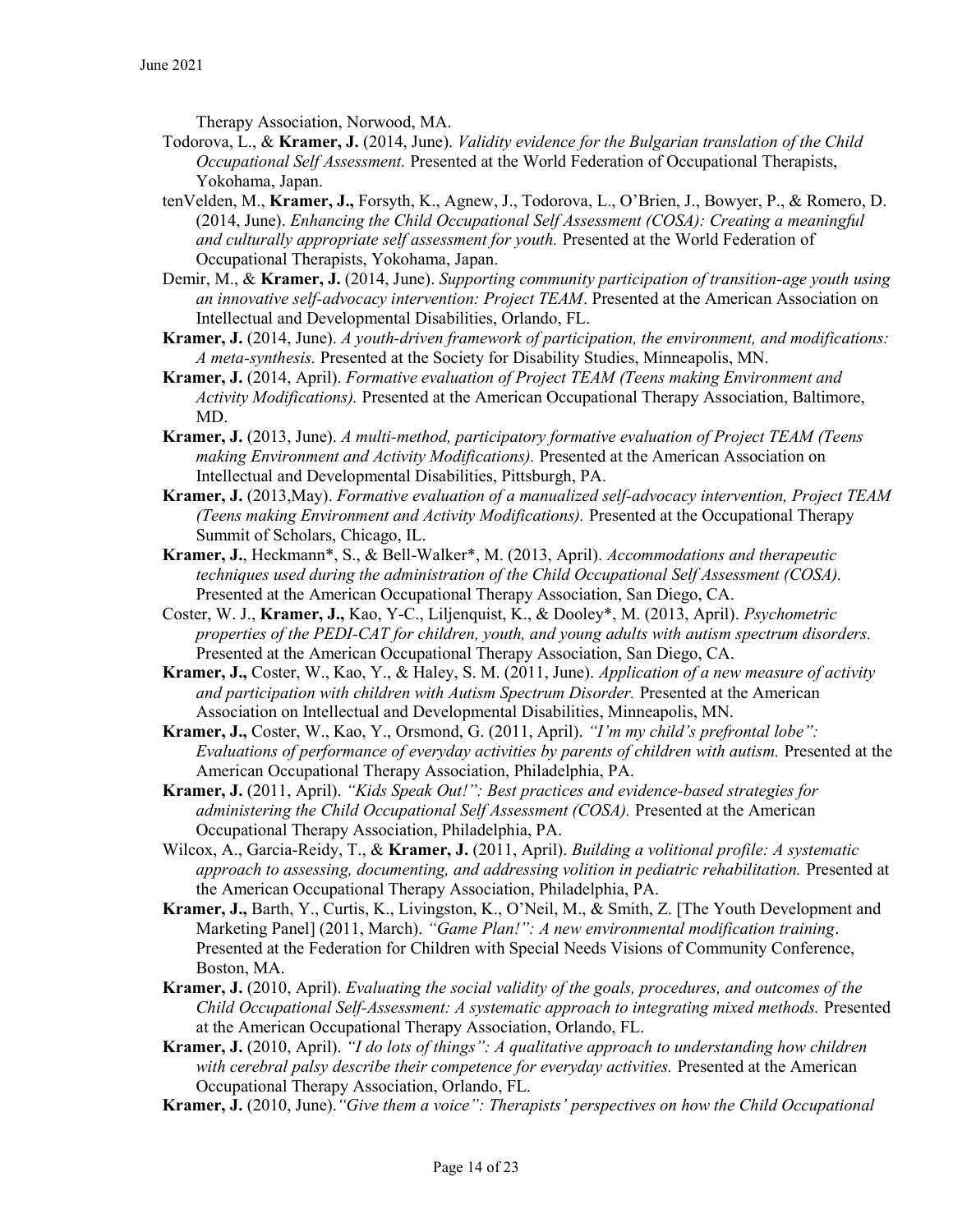Therapy Association, Norwood, MA.

Todorova, L., & **Kramer, J.** (2014, June). *Validity evidence for the Bulgarian translation of the Child Occupational Self Assessment.* Presented at the World Federation of Occupational Therapists, Yokohama, Japan.

tenVelden, M., **Kramer, J.,** Forsyth, K., Agnew, J., Todorova, L., O'Brien, J., Bowyer, P., & Romero, D. (2014, June). *Enhancing the Child Occupational Self Assessment (COSA): Creating a meaningful and culturally appropriate self assessment for youth.* Presented at the World Federation of Occupational Therapists, Yokohama, Japan.

Demir, M., & **Kramer, J.** (2014, June). *Supporting community participation of transition-age youth using an innovative self-advocacy intervention: Project TEAM*. Presented at the American Association on Intellectual and Developmental Disabilities, Orlando, FL.

**Kramer, J.** (2014, June). *A youth-driven framework of participation, the environment, and modifications: A meta-synthesis.* Presented at the Society for Disability Studies, Minneapolis, MN.

**Kramer, J.** (2014, April). *Formative evaluation of Project TEAM (Teens making Environment and Activity Modifications).* Presented at the American Occupational Therapy Association, Baltimore, MD.

**Kramer, J.** (2013, June). *A multi-method, participatory formative evaluation of Project TEAM (Teens making Environment and Activity Modifications).* Presented at the American Association on Intellectual and Developmental Disabilities, Pittsburgh, PA.

**Kramer, J.** (2013,May). *Formative evaluation of a manualized self-advocacy intervention, Project TEAM (Teens making Environment and Activity Modifications).* Presented at the Occupational Therapy Summit of Scholars, Chicago, IL.

**Kramer, J.**, Heckmann*, S., & Bell-Walker*, M. (2013, April). *Accommodations and therapeutic techniques used during the administration of the Child Occupational Self Assessment (COSA).* Presented at the American Occupational Therapy Association, San Diego, CA.

Coster, W. J., **Kramer, J.,** Kao, Y-C., Liljenquist, K., & Dooley*, M. (2013, April). *Psychometric properties of the PEDI-CAT for children, youth, and young adults with autism spectrum disorders.* Presented at the American Occupational Therapy Association, San Diego, CA.

**Kramer, J.,** Coster, W., Kao, Y., & Haley, S. M. (2011, June). *Application of a new measure of activity and participation with children with Autism Spectrum Disorder.* Presented at the American Association on Intellectual and Developmental Disabilities, Minneapolis, MN.

**Kramer, J.,** Coster, W., Kao, Y., Orsmond, G. (2011, April). *"I'm my child's prefrontal lobe": Evaluations of performance of everyday activities by parents of children with autism.* Presented at the American Occupational Therapy Association, Philadelphia, PA.

**Kramer, J.** (2011, April). *"Kids Speak Out!": Best practices and evidence-based strategies for administering the Child Occupational Self Assessment (COSA).* Presented at the American Occupational Therapy Association, Philadelphia, PA.

Wilcox, A., Garcia-Reidy, T., & **Kramer, J.** (2011, April). *Building a volitional profile: A systematic approach to assessing, documenting, and addressing volition in pediatric rehabilitation.* Presented at the American Occupational Therapy Association, Philadelphia, PA.

**Kramer, J.,** Barth, Y., Curtis, K., Livingston, K., O'Neil, M., & Smith, Z. [The Youth Development and Marketing Panel] (2011, March). *"Game Plan!": A new environmental modification training*. Presented at the Federation for Children with Special Needs Visions of Community Conference, Boston, MA.

**Kramer, J.** (2010, April). *Evaluating the social validity of the goals, procedures, and outcomes of the Child Occupational Self-Assessment: A systematic approach to integrating mixed methods.* Presented at the American Occupational Therapy Association, Orlando, FL.

**Kramer, J.** (2010, April). *"I do lots of things": A qualitative approach to understanding how children with cerebral palsy describe their competence for everyday activities.* Presented at the American Occupational Therapy Association, Orlando, FL.

**Kramer, J.** (2010, June).*"Give them a voice": Therapists' perspectives on how the Child Occupational*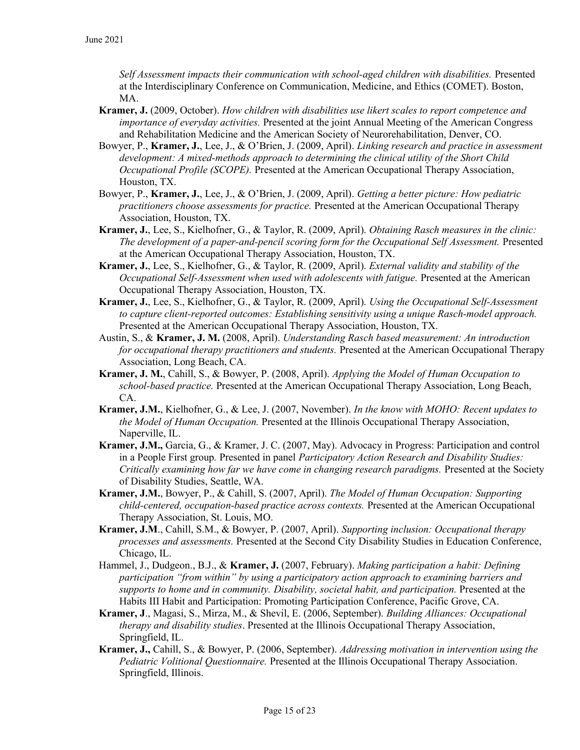*Self Assessment impacts their communication with school-aged children with disabilities.* Presented at the Interdisciplinary Conference on Communication, Medicine, and Ethics (COMET). Boston, MA.

**Kramer, J.** (2009, October). *How children with disabilities use likert scales to report competence and importance of everyday activities.* Presented at the joint Annual Meeting of the American Congress and Rehabilitation Medicine and the American Society of Neurorehabilitation, Denver, CO.

Bowyer, P., **Kramer, J.**, Lee, J., & O'Brien, J. (2009, April). *Linking research and practice in assessment development: A mixed-methods approach to determining the clinical utility of the Short Child Occupational Profile (SCOPE).* Presented at the American Occupational Therapy Association, Houston, TX.

Bowyer, P., **Kramer, J.**, Lee, J., & O'Brien, J. (2009, April). *Getting a better picture: How pediatric practitioners choose assessments for practice.* Presented at the American Occupational Therapy Association, Houston, TX.

**Kramer, J.**, Lee, S., Kielhofner, G., & Taylor, R. (2009, April). *Obtaining Rasch measures in the clinic: The development of a paper-and-pencil scoring form for the Occupational Self Assessment.* Presented at the American Occupational Therapy Association, Houston, TX.

**Kramer, J.**, Lee, S., Kielhofner, G., & Taylor, R. (2009, April). *External validity and stability of the Occupational Self-Assessment when used with adolescents with fatigue.* Presented at the American Occupational Therapy Association, Houston, TX.

**Kramer, J.**, Lee, S., Kielhofner, G., & Taylor, R. (2009, April). *Using the Occupational Self-Assessment to capture client-reported outcomes: Establishing sensitivity using a unique Rasch-model approach.* Presented at the American Occupational Therapy Association, Houston, TX.

Austin, S., & **Kramer, J. M.** (2008, April). *Understanding Rasch based measurement: An introduction for occupational therapy practitioners and students.* Presented at the American Occupational Therapy Association, Long Beach, CA.

**Kramer, J. M.**, Cahill, S., & Bowyer, P. (2008, April). *Applying the Model of Human Occupation to school-based practice.* Presented at the American Occupational Therapy Association, Long Beach, CA.

**Kramer, J.M.**, Kielhofner, G., & Lee, J. (2007, November). *In the know with MOHO: Recent updates to the Model of Human Occupation.* Presented at the Illinois Occupational Therapy Association, Naperville, IL.

**Kramer, J.M.,** Garcia, G., & Kramer, J. C. (2007, May). Advocacy in Progress: Participation and control in a People First group. Presented in panel *Participatory Action Research and Disability Studies: Critically examining how far we have come in changing research paradigms.* Presented at the Society of Disability Studies, Seattle, WA.

**Kramer, J.M.**, Bowyer, P., & Cahill, S. (2007, April). *The Model of Human Occupation: Supporting child-centered, occupation-based practice across contexts.* Presented at the American Occupational Therapy Association, St. Louis, MO.

**Kramer, J.M**., Cahill, S.M., & Bowyer, P. (2007, April). *Supporting inclusion: Occupational therapy processes and assessments.* Presented at the Second City Disability Studies in Education Conference, Chicago, IL.

Hammel, J., Dudgeon., B.J., & **Kramer, J.** (2007, February). *Making participation a habit: Defining participation "from within" by using a participatory action approach to examining barriers and supports to home and in community. Disability, societal habit, and participation.* Presented at the Habits III Habit and Participation: Promoting Participation Conference, Pacific Grove, CA.

**Kramer, J**., Magasi, S., Mirza, M., & Shevil, E. (2006, September). *Building Alliances: Occupational therapy and disability studies*. Presented at the Illinois Occupational Therapy Association, Springfield, IL.

**Kramer, J.,** Cahill, S., & Bowyer, P. (2006, September). *Addressing motivation in intervention using the Pediatric Volitional Questionnaire.* Presented at the Illinois Occupational Therapy Association. Springfield, Illinois.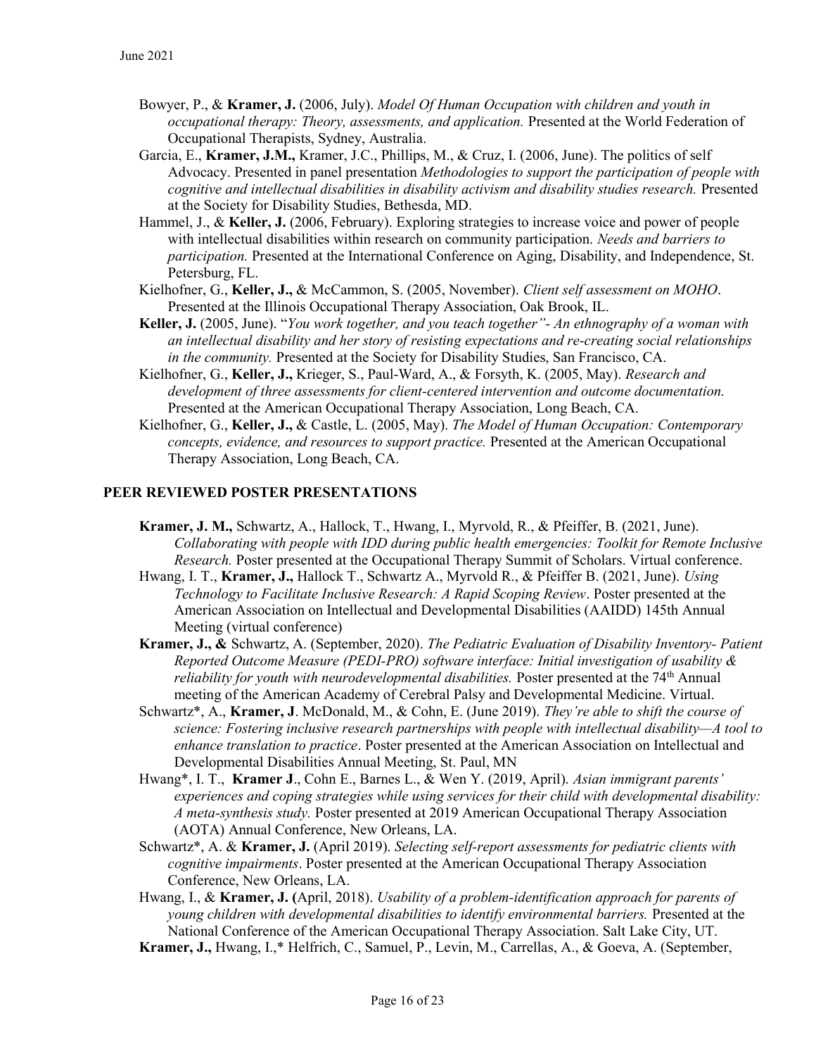Bowyer, P., & **Kramer, J.** (2006, July). *Model Of Human Occupation with children and youth in occupational therapy: Theory, assessments, and application.* Presented at the World Federation of Occupational Therapists, Sydney, Australia.

Garcia, E., **Kramer, J.M.,** Kramer, J.C., Phillips, M., & Cruz, I. (2006, June). The politics of self Advocacy. Presented in panel presentation *Methodologies to support the participation of people with cognitive and intellectual disabilities in disability activism and disability studies research.* Presented at the Society for Disability Studies, Bethesda, MD.

Hammel, J., & **Keller, J.** (2006, February). Exploring strategies to increase voice and power of people with intellectual disabilities within research on community participation. *Needs and barriers to participation.* Presented at the International Conference on Aging, Disability, and Independence, St. Petersburg, FL.

Kielhofner, G., **Keller, J.,** & McCammon, S. (2005, November). *Client self assessment on MOHO*. Presented at the Illinois Occupational Therapy Association, Oak Brook, IL.

**Keller, J.** (2005, June). "*You work together, and you teach together"- An ethnography of a woman with an intellectual disability and her story of resisting expectations and re-creating social relationships in the community.* Presented at the Society for Disability Studies, San Francisco, CA.

Kielhofner, G., **Keller, J.,** Krieger, S., Paul-Ward, A., & Forsyth, K. (2005, May). *Research and development of three assessments for client-centered intervention and outcome documentation.* Presented at the American Occupational Therapy Association, Long Beach, CA.

Kielhofner, G., **Keller, J.,** & Castle, L. (2005, May). *The Model of Human Occupation: Contemporary concepts, evidence, and resources to support practice.* Presented at the American Occupational Therapy Association, Long Beach, CA.

## PEER REVIEWED POSTER PRESENTATIONS

**Kramer, J. M.,** Schwartz, A., Hallock, T., Hwang, I., Myrvold, R., & Pfeiffer, B. (2021, June). *Collaborating with people with IDD during public health emergencies: Toolkit for Remote Inclusive Research.* Poster presented at the Occupational Therapy Summit of Scholars. Virtual conference.

Hwang, I. T., **Kramer, J.,** Hallock T., Schwartz A., Myrvold R., & Pfeiffer B. (2021, June). *Using Technology to Facilitate Inclusive Research: A Rapid Scoping Review*. Poster presented at the American Association on Intellectual and Developmental Disabilities (AAIDD) 145th Annual Meeting (virtual conference)

**Kramer, J., &** Schwartz, A. (September, 2020). *The Pediatric Evaluation of Disability Inventory- Patient Reported Outcome Measure (PEDI-PRO) software interface: Initial investigation of usability & reliability for youth with neurodevelopmental disabilities.* Poster presented at the 74th Annual meeting of the American Academy of Cerebral Palsy and Developmental Medicine. Virtual.

Schwartz*, A., **Kramer, J**. McDonald, M., & Cohn, E. (June 2019). *They're able to shift the course of science: Fostering inclusive research partnerships with people with intellectual disability—A tool to enhance translation to practice*. Poster presented at the American Association on Intellectual and Developmental Disabilities Annual Meeting, St. Paul, MN

Hwang*, I. T., **Kramer J**., Cohn E., Barnes L., & Wen Y. (2019, April). *Asian immigrant parents' experiences and coping strategies while using services for their child with developmental disability: A meta-synthesis study.* Poster presented at 2019 American Occupational Therapy Association (AOTA) Annual Conference, New Orleans, LA.

Schwartz*, A. & **Kramer, J.** (April 2019). *Selecting self-report assessments for pediatric clients with cognitive impairments*. Poster presented at the American Occupational Therapy Association Conference, New Orleans, LA.

Hwang, I., & **Kramer, J. (**April, 2018). *Usability of a problem-identification approach for parents of young children with developmental disabilities to identify environmental barriers.* Presented at the National Conference of the American Occupational Therapy Association. Salt Lake City, UT.

**Kramer, J.,** Hwang, I.,* Helfrich, C., Samuel, P., Levin, M., Carrellas, A., & Goeva, A. (September,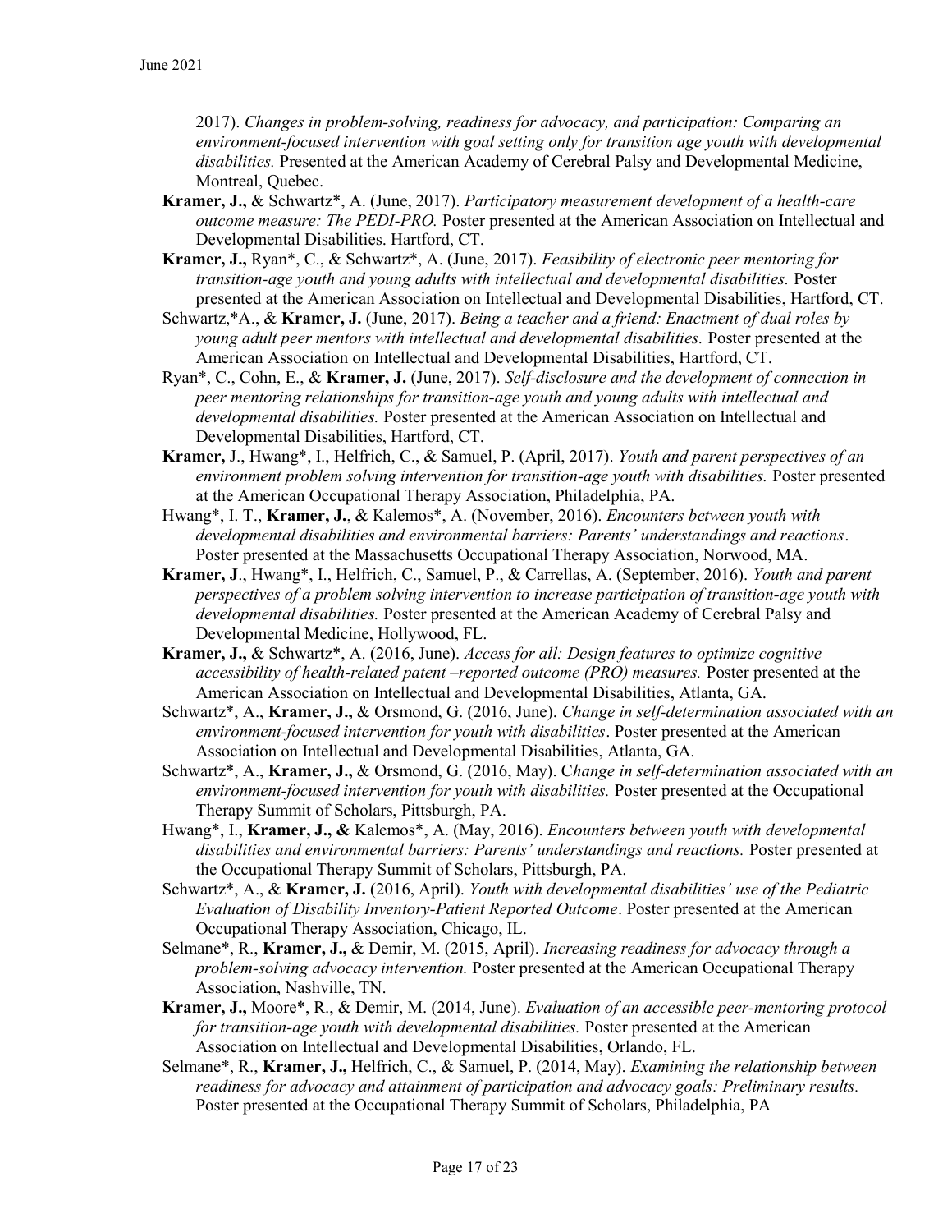2017). *Changes in problem-solving, readiness for advocacy, and participation: Comparing an environment-focused intervention with goal setting only for transition age youth with developmental disabilities.* Presented at the American Academy of Cerebral Palsy and Developmental Medicine, Montreal, Quebec.

**Kramer, J.,** & Schwartz*, A. (June, 2017). *Participatory measurement development of a health-care outcome measure: The PEDI-PRO.* Poster presented at the American Association on Intellectual and Developmental Disabilities. Hartford, CT.

**Kramer, J.,** Ryan*, C., & Schwartz*, A. (June, 2017). *Feasibility of electronic peer mentoring for transition-age youth and young adults with intellectual and developmental disabilities.* Poster presented at the American Association on Intellectual and Developmental Disabilities, Hartford, CT.

Schwartz,*A., & **Kramer, J.** (June, 2017). *Being a teacher and a friend: Enactment of dual roles by young adult peer mentors with intellectual and developmental disabilities.* Poster presented at the American Association on Intellectual and Developmental Disabilities, Hartford, CT.

Ryan*, C., Cohn, E., & **Kramer, J.** (June, 2017). *Self-disclosure and the development of connection in peer mentoring relationships for transition-age youth and young adults with intellectual and developmental disabilities.* Poster presented at the American Association on Intellectual and Developmental Disabilities, Hartford, CT.

**Kramer,** J., Hwang*, I., Helfrich, C., & Samuel, P. (April, 2017). *Youth and parent perspectives of an environment problem solving intervention for transition-age youth with disabilities.* Poster presented at the American Occupational Therapy Association, Philadelphia, PA.

Hwang*, I. T., **Kramer, J.**, & Kalemos*, A. (November, 2016). *Encounters between youth with developmental disabilities and environmental barriers: Parents' understandings and reactions*. Poster presented at the Massachusetts Occupational Therapy Association, Norwood, MA.

**Kramer, J**., Hwang*, I., Helfrich, C., Samuel, P., & Carrellas, A. (September, 2016). *Youth and parent perspectives of a problem solving intervention to increase participation of transition-age youth with developmental disabilities.* Poster presented at the American Academy of Cerebral Palsy and Developmental Medicine, Hollywood, FL.

**Kramer, J.,** & Schwartz*, A. (2016, June). *Access for all: Design features to optimize cognitive accessibility of health-related patent –reported outcome (PRO) measures.* Poster presented at the American Association on Intellectual and Developmental Disabilities, Atlanta, GA.

Schwartz*, A., **Kramer, J.,** & Orsmond, G. (2016, June). *Change in self-determination associated with an environment-focused intervention for youth with disabilities*. Poster presented at the American Association on Intellectual and Developmental Disabilities, Atlanta, GA.

Schwartz*, A., **Kramer, J.,** & Orsmond, G. (2016, May). C*hange in self-determination associated with an environment-focused intervention for youth with disabilities.* Poster presented at the Occupational Therapy Summit of Scholars, Pittsburgh, PA.

Hwang*, I., **Kramer, J., &** Kalemos*, A. (May, 2016). *Encounters between youth with developmental disabilities and environmental barriers: Parents' understandings and reactions.* Poster presented at the Occupational Therapy Summit of Scholars, Pittsburgh, PA.

Schwartz*, A., & **Kramer, J.** (2016, April). *Youth with developmental disabilities' use of the Pediatric Evaluation of Disability Inventory-Patient Reported Outcome*. Poster presented at the American Occupational Therapy Association, Chicago, IL.

Selmane*, R., **Kramer, J.,** & Demir, M. (2015, April). *Increasing readiness for advocacy through a problem-solving advocacy intervention.* Poster presented at the American Occupational Therapy Association, Nashville, TN.

**Kramer, J.,** Moore*, R., & Demir, M. (2014, June). *Evaluation of an accessible peer-mentoring protocol for transition-age youth with developmental disabilities.* Poster presented at the American Association on Intellectual and Developmental Disabilities, Orlando, FL.

Selmane*, R., **Kramer, J.,** Helfrich, C., & Samuel, P. (2014, May). *Examining the relationship between readiness for advocacy and attainment of participation and advocacy goals: Preliminary results.* Poster presented at the Occupational Therapy Summit of Scholars, Philadelphia, PA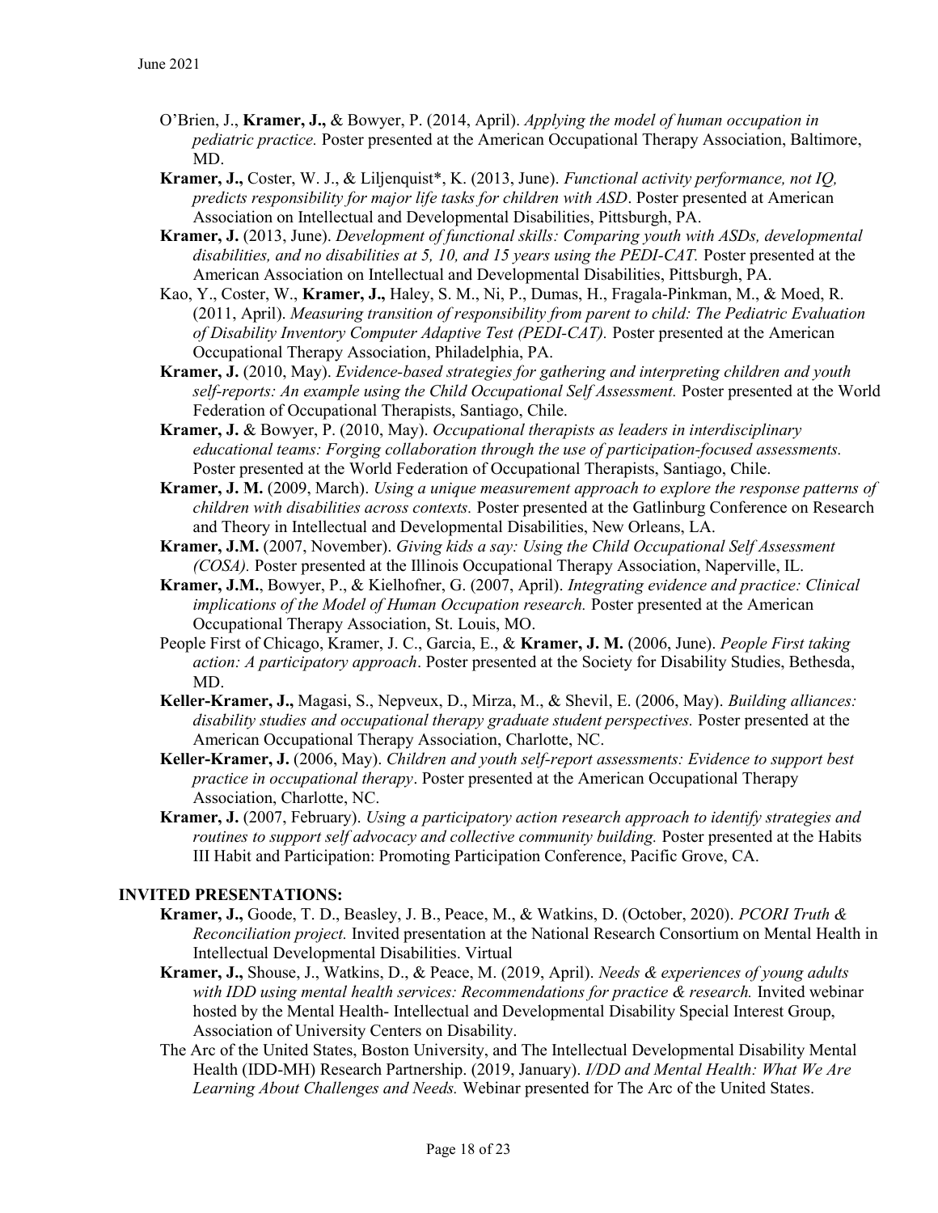O'Brien, J., **Kramer, J.,** & Bowyer, P. (2014, April). *Applying the model of human occupation in pediatric practice.* Poster presented at the American Occupational Therapy Association, Baltimore, MD.

**Kramer, J.,** Coster, W. J., & Liljenquist*, K. (2013, June). *Functional activity performance, not IQ, predicts responsibility for major life tasks for children with ASD*. Poster presented at American Association on Intellectual and Developmental Disabilities, Pittsburgh, PA.

**Kramer, J.** (2013, June). *Development of functional skills: Comparing youth with ASDs, developmental disabilities, and no disabilities at 5, 10, and 15 years using the PEDI-CAT.* Poster presented at the American Association on Intellectual and Developmental Disabilities, Pittsburgh, PA.

Kao, Y., Coster, W., **Kramer, J.,** Haley, S. M., Ni, P., Dumas, H., Fragala-Pinkman, M., & Moed, R. (2011, April). *Measuring transition of responsibility from parent to child: The Pediatric Evaluation of Disability Inventory Computer Adaptive Test (PEDI-CAT).* Poster presented at the American Occupational Therapy Association, Philadelphia, PA.

**Kramer, J.** (2010, May). *Evidence-based strategies for gathering and interpreting children and youth self-reports: An example using the Child Occupational Self Assessment.* Poster presented at the World Federation of Occupational Therapists, Santiago, Chile.

**Kramer, J.** & Bowyer, P. (2010, May). *Occupational therapists as leaders in interdisciplinary educational teams: Forging collaboration through the use of participation-focused assessments.* Poster presented at the World Federation of Occupational Therapists, Santiago, Chile.

**Kramer, J. M.** (2009, March). *Using a unique measurement approach to explore the response patterns of children with disabilities across contexts.* Poster presented at the Gatlinburg Conference on Research and Theory in Intellectual and Developmental Disabilities, New Orleans, LA.

**Kramer, J.M.** (2007, November). *Giving kids a say: Using the Child Occupational Self Assessment (COSA).* Poster presented at the Illinois Occupational Therapy Association, Naperville, IL.

**Kramer, J.M.**, Bowyer, P., & Kielhofner, G. (2007, April). *Integrating evidence and practice: Clinical implications of the Model of Human Occupation research.* Poster presented at the American Occupational Therapy Association, St. Louis, MO.

People First of Chicago, Kramer, J. C., Garcia, E., & **Kramer, J. M.** (2006, June). *People First taking action: A participatory approach*. Poster presented at the Society for Disability Studies, Bethesda, MD.

**Keller-Kramer, J.,** Magasi, S., Nepveux, D., Mirza, M., & Shevil, E. (2006, May). *Building alliances: disability studies and occupational therapy graduate student perspectives.* Poster presented at the American Occupational Therapy Association, Charlotte, NC.

**Keller-Kramer, J.** (2006, May). *Children and youth self-report assessments: Evidence to support best practice in occupational therapy*. Poster presented at the American Occupational Therapy Association, Charlotte, NC.

**Kramer, J.** (2007, February). *Using a participatory action research approach to identify strategies and routines to support self advocacy and collective community building.* Poster presented at the Habits III Habit and Participation: Promoting Participation Conference, Pacific Grove, CA.

## INVITED PRESENTATIONS:

**Kramer, J.,** Goode, T. D., Beasley, J. B., Peace, M., & Watkins, D. (October, 2020). *PCORI Truth & Reconciliation project.* Invited presentation at the National Research Consortium on Mental Health in Intellectual Developmental Disabilities. Virtual

**Kramer, J.,** Shouse, J., Watkins, D., & Peace, M. (2019, April). *Needs & experiences of young adults with IDD using mental health services: Recommendations for practice & research.* Invited webinar hosted by the Mental Health- Intellectual and Developmental Disability Special Interest Group, Association of University Centers on Disability.

The Arc of the United States, Boston University, and The Intellectual Developmental Disability Mental Health (IDD-MH) Research Partnership. (2019, January). *I/DD and Mental Health: What We Are Learning About Challenges and Needs.* Webinar presented for The Arc of the United States.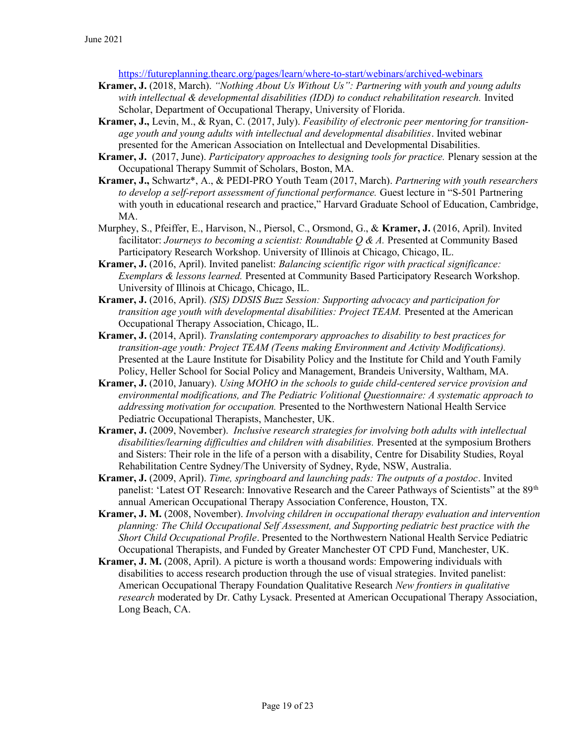https://futureplanning.thearc.org/pages/learn/where-to-start/webinars/archived-webinars

**Kramer, J.** (2018, March). *"Nothing About Us Without Us": Partnering with youth and young adults with intellectual & developmental disabilities (IDD) to conduct rehabilitation research.* Invited Scholar, Department of Occupational Therapy, University of Florida.

**Kramer, J.,** Levin, M., & Ryan, C. (2017, July). *Feasibility of electronic peer mentoring for transition-age youth and young adults with intellectual and developmental disabilities*. Invited webinar presented for the American Association on Intellectual and Developmental Disabilities.

**Kramer, J.** (2017, June). *Participatory approaches to designing tools for practice.* Plenary session at the Occupational Therapy Summit of Scholars, Boston, MA.

**Kramer, J.,** Schwartz*, A., & PEDI-PRO Youth Team (2017, March). *Partnering with youth researchers to develop a self-report assessment of functional performance.* Guest lecture in "S-501 Partnering with youth in educational research and practice," Harvard Graduate School of Education, Cambridge, MA.

Murphey, S., Pfeiffer, E., Harvison, N., Piersol, C., Orsmond, G., & **Kramer, J.** (2016, April). Invited facilitator: *Journeys to becoming a scientist: Roundtable Q & A.* Presented at Community Based Participatory Research Workshop. University of Illinois at Chicago, Chicago, IL.

**Kramer, J.** (2016, April). Invited panelist: *Balancing scientific rigor with practical significance: Exemplars & lessons learned.* Presented at Community Based Participatory Research Workshop. University of Illinois at Chicago, Chicago, IL.

**Kramer, J.** (2016, April). *(SIS) DDSIS Buzz Session: Supporting advocacy and participation for transition age youth with developmental disabilities: Project TEAM.* Presented at the American Occupational Therapy Association, Chicago, IL.

**Kramer, J.** (2014, April). *Translating contemporary approaches to disability to best practices for transition-age youth: Project TEAM (Teens making Environment and Activity Modifications).* Presented at the Laure Institute for Disability Policy and the Institute for Child and Youth Family Policy, Heller School for Social Policy and Management, Brandeis University, Waltham, MA.

**Kramer, J.** (2010, January). *Using MOHO in the schools to guide child-centered service provision and environmental modifications, and The Pediatric Volitional Questionnaire: A systematic approach to addressing motivation for occupation.* Presented to the Northwestern National Health Service Pediatric Occupational Therapists, Manchester, UK.

**Kramer, J.** (2009, November). *Inclusive research strategies for involving both adults with intellectual disabilities/learning difficulties and children with disabilities.* Presented at the symposium Brothers and Sisters: Their role in the life of a person with a disability, Centre for Disability Studies, Royal Rehabilitation Centre Sydney/The University of Sydney, Ryde, NSW, Australia.

**Kramer, J.** (2009, April). *Time, springboard and launching pads: The outputs of a postdoc*. Invited panelist: 'Latest OT Research: Innovative Research and the Career Pathways of Scientists" at the 89th annual American Occupational Therapy Association Conference, Houston, TX.

**Kramer, J. M.** (2008, November). *Involving children in occupational therapy evaluation and intervention planning: The Child Occupational Self Assessment, and Supporting pediatric best practice with the Short Child Occupational Profile*. Presented to the Northwestern National Health Service Pediatric Occupational Therapists, and Funded by Greater Manchester OT CPD Fund, Manchester, UK.

**Kramer, J. M.** (2008, April). A picture is worth a thousand words: Empowering individuals with disabilities to access research production through the use of visual strategies. Invited panelist: American Occupational Therapy Foundation Qualitative Research *New frontiers in qualitative research* moderated by Dr. Cathy Lysack. Presented at American Occupational Therapy Association, Long Beach, CA.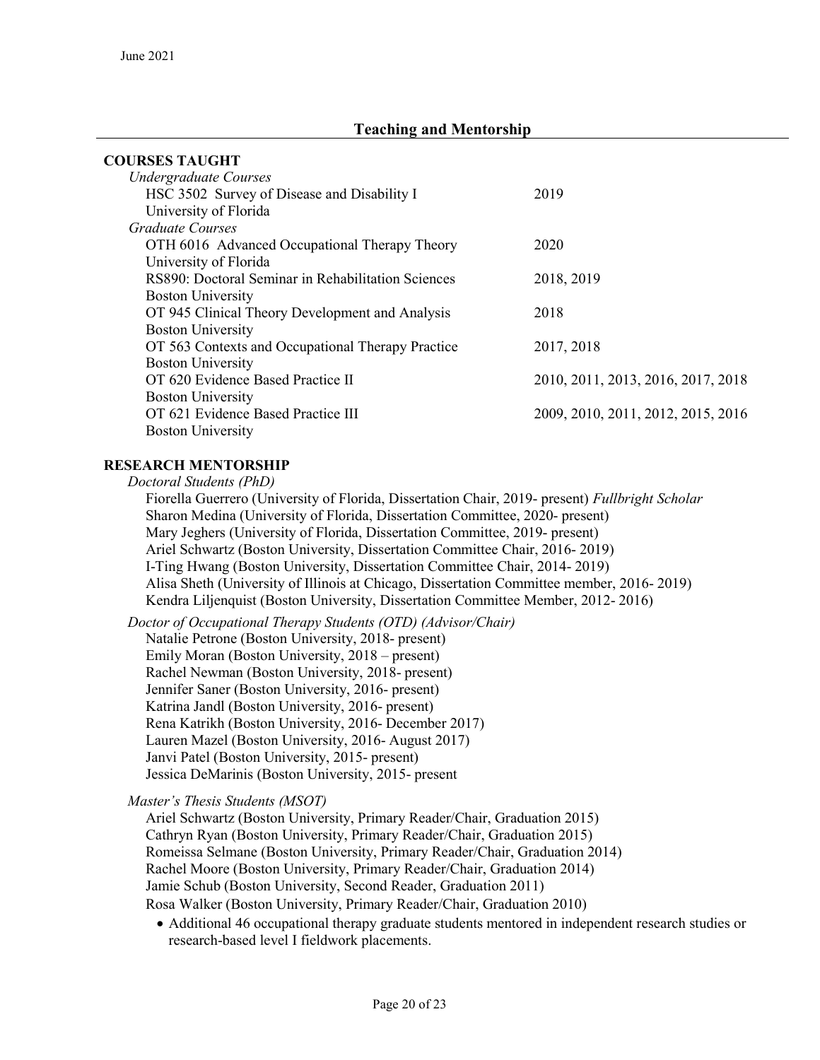## Teaching and Mentorship

### COURSES TAUGHT

*Undergraduate Courses*

| Course | Year(s) |
| --- | --- |
| HSC 3502 Survey of Disease and Disability I<br>University of Florida | 2019 |

*Graduate Courses*

| Course | Year(s) |
| --- | --- |
| OTH 6016 Advanced Occupational Therapy Theory<br>University of Florida | 2020 |
| RS890: Doctoral Seminar in Rehabilitation Sciences<br>Boston University | 2018, 2019 |
| OT 945 Clinical Theory Development and Analysis<br>Boston University | 2018 |
| OT 563 Contexts and Occupational Therapy Practice<br>Boston University | 2017, 2018 |
| OT 620 Evidence Based Practice II<br>Boston University | 2010, 2011, 2013, 2016, 2017, 2018 |
| OT 621 Evidence Based Practice III<br>Boston University | 2009, 2010, 2011, 2012, 2015, 2016 |

### RESEARCH MENTORSHIP

*Doctoral Students (PhD)*

Fiorella Guerrero (University of Florida, Dissertation Chair, 2019- present) *Fullbright Scholar*
Sharon Medina (University of Florida, Dissertation Committee, 2020- present)
Mary Jeghers (University of Florida, Dissertation Committee, 2019- present)
Ariel Schwartz (Boston University, Dissertation Committee Chair, 2016- 2019)
I-Ting Hwang (Boston University, Dissertation Committee Chair, 2014- 2019)
Alisa Sheth (University of Illinois at Chicago, Dissertation Committee member, 2016- 2019)
Kendra Liljenquist (Boston University, Dissertation Committee Member, 2012- 2016)

*Doctor of Occupational Therapy Students (OTD) (Advisor/Chair)*

Natalie Petrone (Boston University, 2018- present)
Emily Moran (Boston University, 2018 – present)
Rachel Newman (Boston University, 2018- present)
Jennifer Saner (Boston University, 2016- present)
Katrina Jandl (Boston University, 2016- present)
Rena Katrikh (Boston University, 2016- December 2017)
Lauren Mazel (Boston University, 2016- August 2017)
Janvi Patel (Boston University, 2015- present)
Jessica DeMarinis (Boston University, 2015- present

*Master's Thesis Students (MSOT)*

Ariel Schwartz (Boston University, Primary Reader/Chair, Graduation 2015)
Cathryn Ryan (Boston University, Primary Reader/Chair, Graduation 2015)
Romeissa Selmane (Boston University, Primary Reader/Chair, Graduation 2014)
Rachel Moore (Boston University, Primary Reader/Chair, Graduation 2014)
Jamie Schub (Boston University, Second Reader, Graduation 2011)
Rosa Walker (Boston University, Primary Reader/Chair, Graduation 2010)

- Additional 46 occupational therapy graduate students mentored in independent research studies or research-based level I fieldwork placements.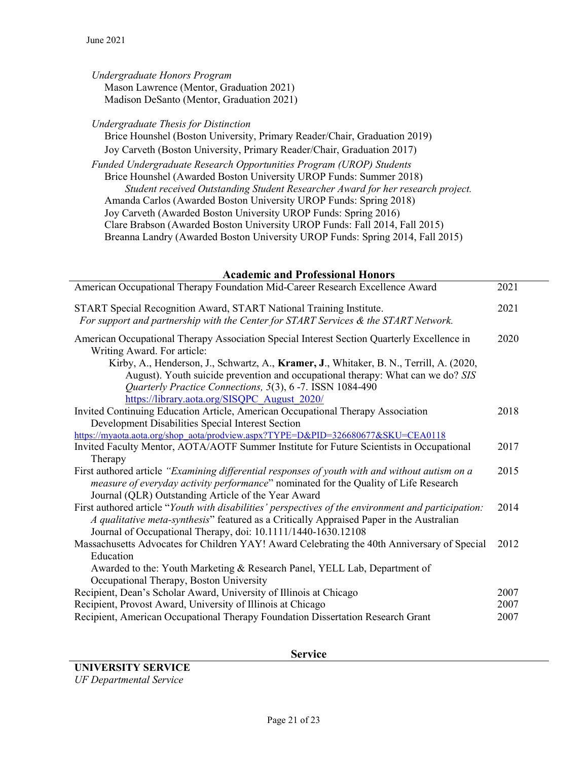*Undergraduate Honors Program*

Mason Lawrence (Mentor, Graduation 2021)
Madison DeSanto (Mentor, Graduation 2021)

*Undergraduate Thesis for Distinction*

Brice Hounshel (Boston University, Primary Reader/Chair, Graduation 2019)
Joy Carveth (Boston University, Primary Reader/Chair, Graduation 2017)

*Funded Undergraduate Research Opportunities Program (UROP) Students*

Brice Hounshel (Awarded Boston University UROP Funds: Summer 2018)
*Student received Outstanding Student Researcher Award for her research project.*
Amanda Carlos (Awarded Boston University UROP Funds: Spring 2018)
Joy Carveth (Awarded Boston University UROP Funds: Spring 2016)
Clare Brabson (Awarded Boston University UROP Funds: Fall 2014, Fall 2015)
Breanna Landry (Awarded Boston University UROP Funds: Spring 2014, Fall 2015)

## Academic and Professional Honors

| | |
|---|---|
| American Occupational Therapy Foundation Mid-Career Research Excellence Award | 2021 |
| START Special Recognition Award, START National Training Institute. *For support and partnership with the Center for START Services & the START Network.* | 2021 |
| American Occupational Therapy Association Special Interest Section Quarterly Excellence in Writing Award. For article: Kirby, A., Henderson, J., Schwartz, A., **Kramer, J**., Whitaker, B. N., Terrill, A. (2020, August). Youth suicide prevention and occupational therapy: What can we do? *SIS Quarterly Practice Connections, 5*(3), 6 -7. ISSN 1084-490 https://library.aota.org/SISQPC_August_2020/ | 2020 |
| Invited Continuing Education Article, American Occupational Therapy Association Development Disabilities Special Interest Section https://myaota.aota.org/shop_aota/prodview.aspx?TYPE=D&PID=326680677&SKU=CEA0118 | 2018 |
| Invited Faculty Mentor, AOTA/AOTF Summer Institute for Future Scientists in Occupational Therapy | 2017 |
| First authored article *"Examining differential responses of youth with and without autism on a measure of everyday activity performance*" nominated for the Quality of Life Research Journal (QLR) Outstanding Article of the Year Award | 2015 |
| First authored article "*Youth with disabilities' perspectives of the environment and participation: A qualitative meta-synthesis*" featured as a Critically Appraised Paper in the Australian Journal of Occupational Therapy, doi: 10.1111/1440-1630.12108 | 2014 |
| Massachusetts Advocates for Children YAY! Award Celebrating the 40th Anniversary of Special Education. Awarded to the: Youth Marketing & Research Panel, YELL Lab, Department of Occupational Therapy, Boston University | 2012 |
| Recipient, Dean's Scholar Award, University of Illinois at Chicago | 2007 |
| Recipient, Provost Award, University of Illinois at Chicago | 2007 |
| Recipient, American Occupational Therapy Foundation Dissertation Research Grant | 2007 |

## Service

**UNIVERSITY SERVICE**

*UF Departmental Service*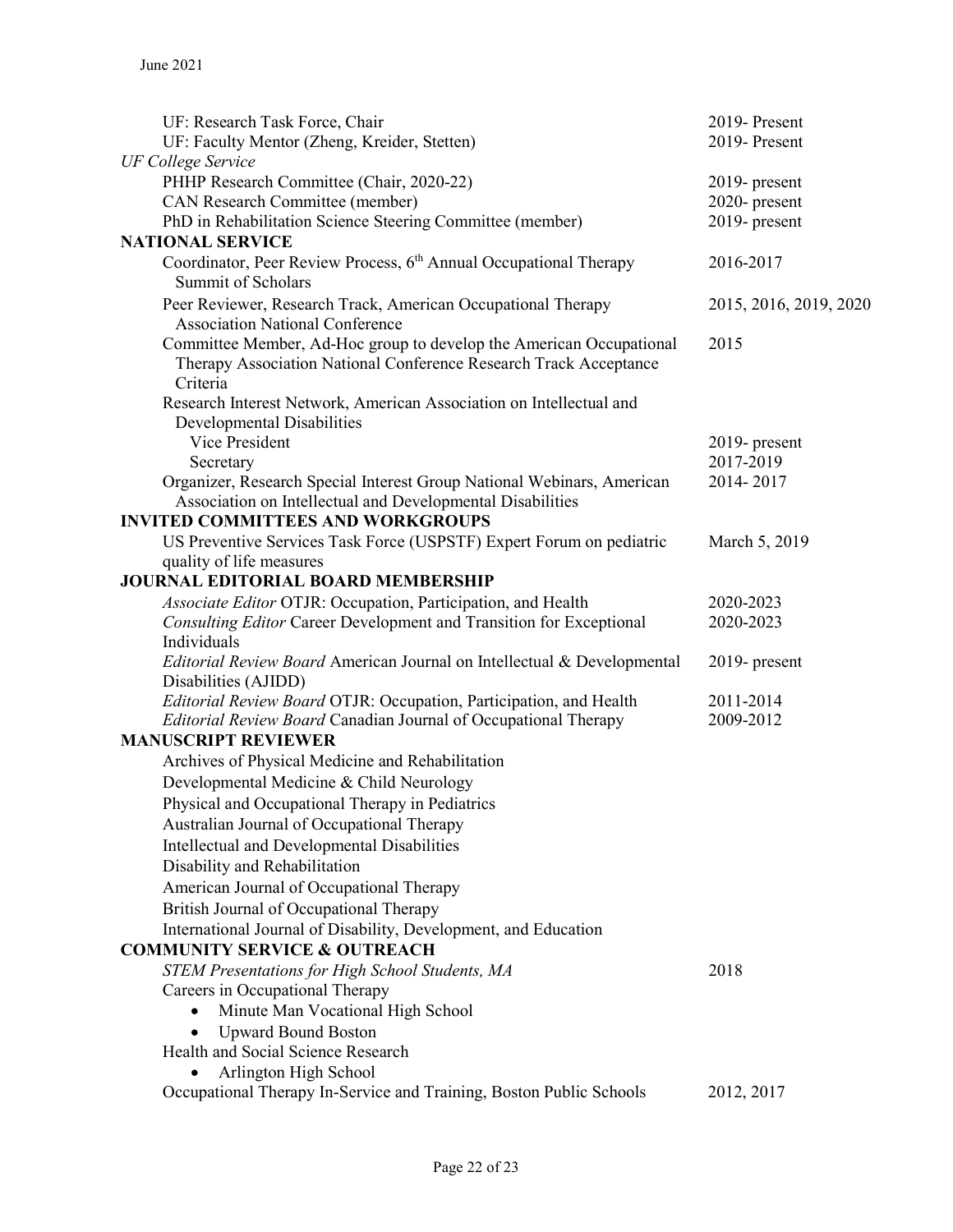UF: Research Task Force, Chair — 2019- Present
UF: Faculty Mentor (Zheng, Kreider, Stetten) — 2019- Present

*UF College Service*

PHHP Research Committee (Chair, 2020-22) — 2019- present
CAN Research Committee (member) — 2020- present
PhD in Rehabilitation Science Steering Committee (member) — 2019- present

## NATIONAL SERVICE

Coordinator, Peer Review Process, 6th Annual Occupational Therapy Summit of Scholars — 2016-2017

Peer Reviewer, Research Track, American Occupational Therapy Association National Conference — 2015, 2016, 2019, 2020

Committee Member, Ad-Hoc group to develop the American Occupational Therapy Association National Conference Research Track Acceptance Criteria — 2015

Research Interest Network, American Association on Intellectual and Developmental Disabilities
- Vice President — 2019- present
- Secretary — 2017-2019

Organizer, Research Special Interest Group National Webinars, American Association on Intellectual and Developmental Disabilities — 2014- 2017

## INVITED COMMITTEES AND WORKGROUPS

US Preventive Services Task Force (USPSTF) Expert Forum on pediatric quality of life measures — March 5, 2019

## JOURNAL EDITORIAL BOARD MEMBERSHIP

*Associate Editor* OTJR: Occupation, Participation, and Health — 2020-2023
*Consulting Editor* Career Development and Transition for Exceptional Individuals — 2020-2023
*Editorial Review Board* American Journal on Intellectual & Developmental Disabilities (AJIDD) — 2019- present
*Editorial Review Board* OTJR: Occupation, Participation, and Health — 2011-2014
*Editorial Review Board* Canadian Journal of Occupational Therapy — 2009-2012

## MANUSCRIPT REVIEWER

Archives of Physical Medicine and Rehabilitation
Developmental Medicine & Child Neurology
Physical and Occupational Therapy in Pediatrics
Australian Journal of Occupational Therapy
Intellectual and Developmental Disabilities
Disability and Rehabilitation
American Journal of Occupational Therapy
British Journal of Occupational Therapy
International Journal of Disability, Development, and Education

## COMMUNITY SERVICE & OUTREACH

*STEM Presentations for High School Students, MA* — 2018

Careers in Occupational Therapy
- Minute Man Vocational High School
- Upward Bound Boston

Health and Social Science Research
- Arlington High School

Occupational Therapy In-Service and Training, Boston Public Schools — 2012, 2017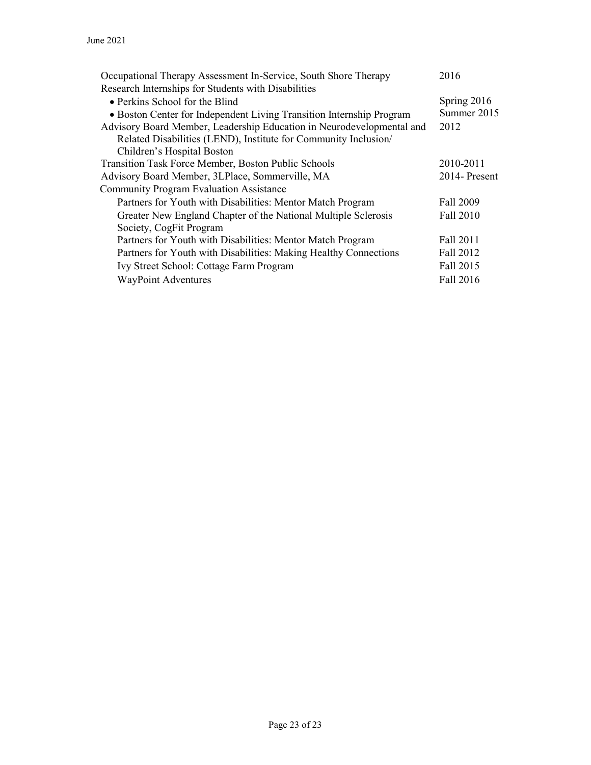| | |
|---|---|
| Occupational Therapy Assessment In-Service, South Shore Therapy | 2016 |
| Research Internships for Students with Disabilities | |
| • Perkins School for the Blind | Spring 2016 |
| • Boston Center for Independent Living Transition Internship Program | Summer 2015 |
| Advisory Board Member, Leadership Education in Neurodevelopmental and Related Disabilities (LEND), Institute for Community Inclusion/ Children's Hospital Boston | 2012 |
| Transition Task Force Member, Boston Public Schools | 2010-2011 |
| Advisory Board Member, 3LPlace, Sommerville, MA | 2014- Present |
| Community Program Evaluation Assistance | |
| Partners for Youth with Disabilities: Mentor Match Program | Fall 2009 |
| Greater New England Chapter of the National Multiple Sclerosis Society, CogFit Program | Fall 2010 |
| Partners for Youth with Disabilities: Mentor Match Program | Fall 2011 |
| Partners for Youth with Disabilities: Making Healthy Connections | Fall 2012 |
| Ivy Street School: Cottage Farm Program | Fall 2015 |
| WayPoint Adventures | Fall 2016 |